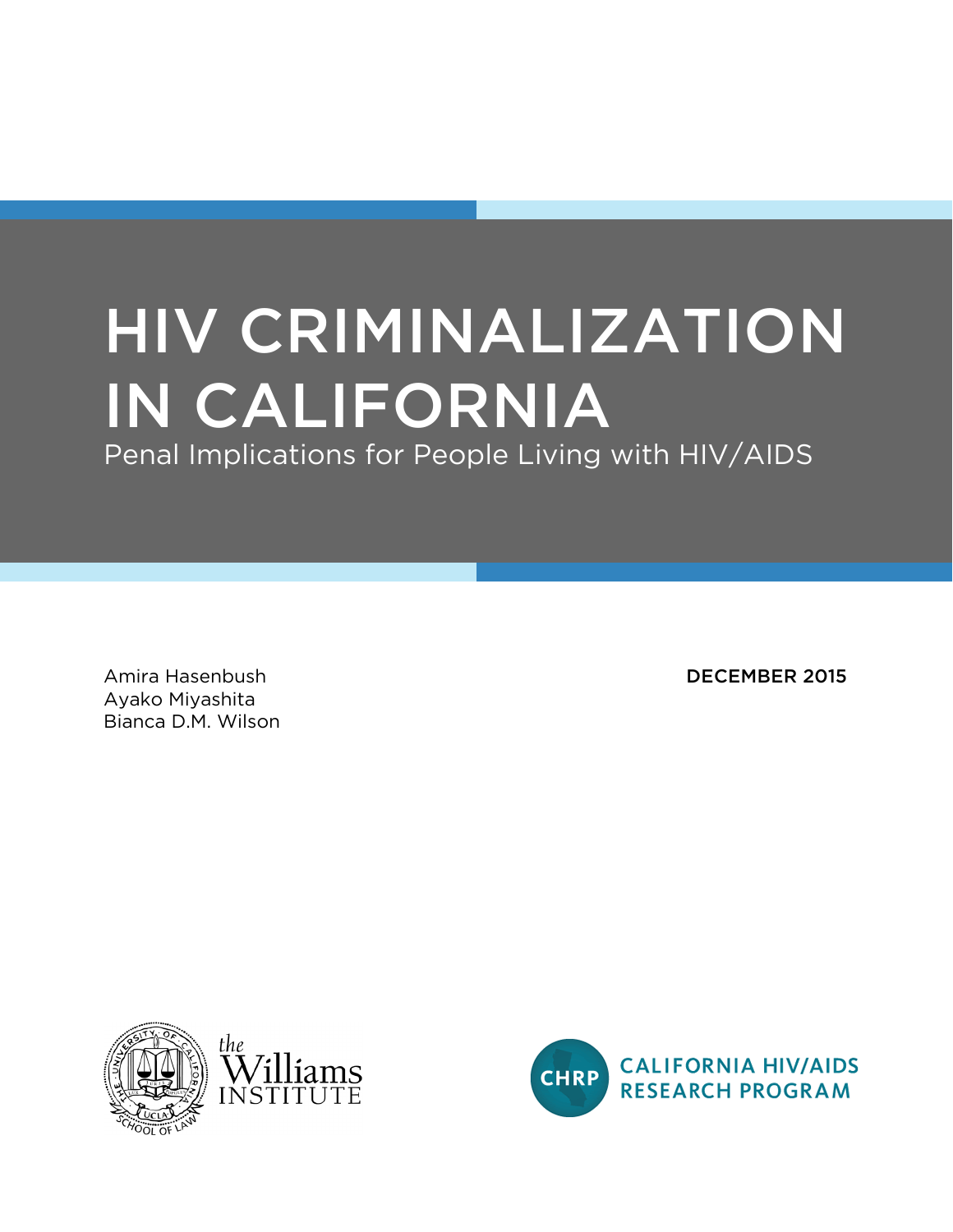# HIV CRIMINALIZATION IN CALIFORNIA

Penal Implications for People Living with HIV/AIDS

Amira Hasenbush
Ayako Miyashita
Bianca D.M. Wilson

DECEMBER 2015

the Williams INSTITUTE

CALIFORNIA HIV/AIDS RESEARCH PROGRAM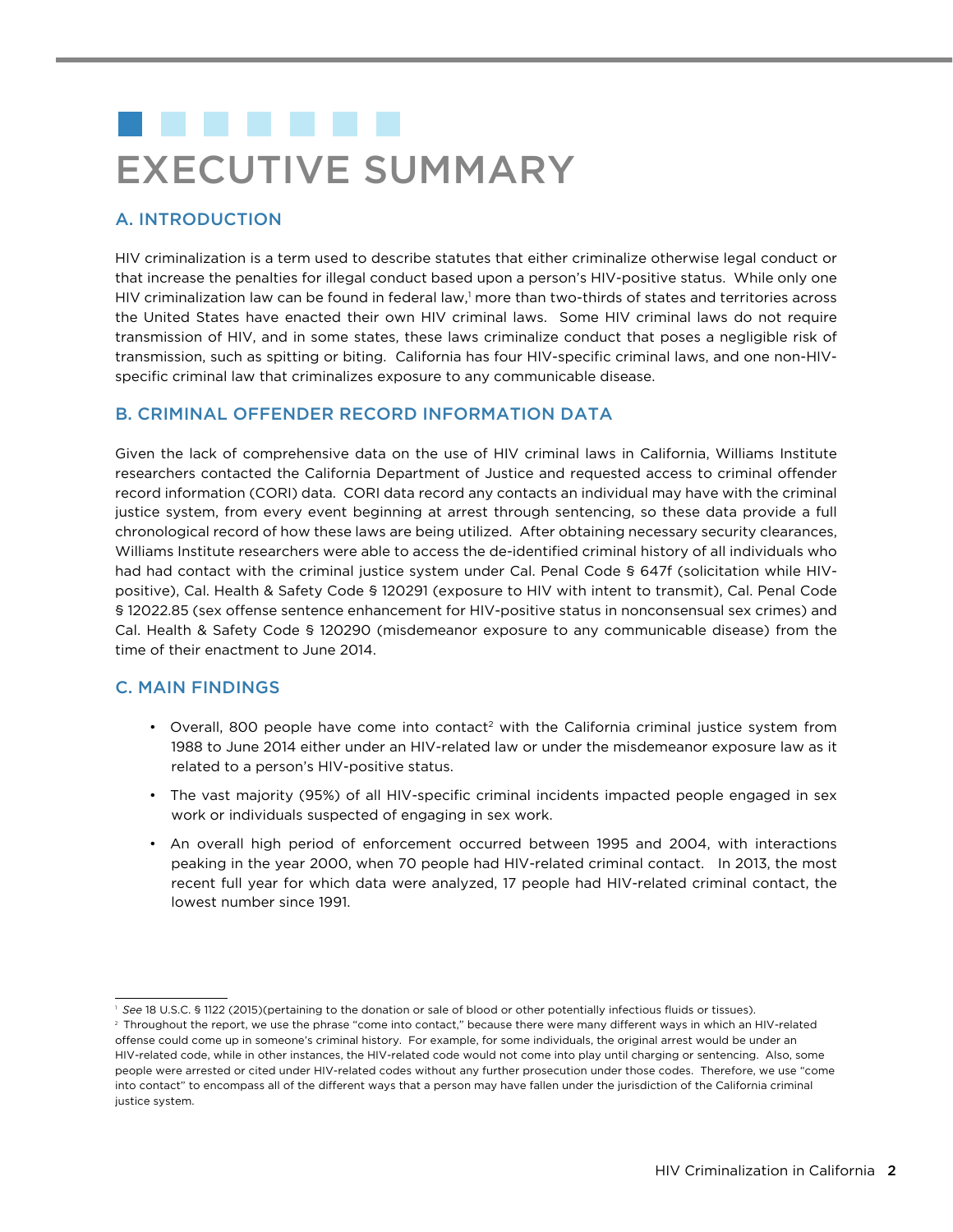# EXECUTIVE SUMMARY

## A. INTRODUCTION

HIV criminalization is a term used to describe statutes that either criminalize otherwise legal conduct or that increase the penalties for illegal conduct based upon a person's HIV-positive status. While only one HIV criminalization law can be found in federal law,[1] more than two-thirds of states and territories across the United States have enacted their own HIV criminal laws. Some HIV criminal laws do not require transmission of HIV, and in some states, these laws criminalize conduct that poses a negligible risk of transmission, such as spitting or biting. California has four HIV-specific criminal laws, and one non-HIV-specific criminal law that criminalizes exposure to any communicable disease.

## B. CRIMINAL OFFENDER RECORD INFORMATION DATA

Given the lack of comprehensive data on the use of HIV criminal laws in California, Williams Institute researchers contacted the California Department of Justice and requested access to criminal offender record information (CORI) data. CORI data record any contacts an individual may have with the criminal justice system, from every event beginning at arrest through sentencing, so these data provide a full chronological record of how these laws are being utilized. After obtaining necessary security clearances, Williams Institute researchers were able to access the de-identified criminal history of all individuals who had had contact with the criminal justice system under Cal. Penal Code § 647f (solicitation while HIV-positive), Cal. Health & Safety Code § 120291 (exposure to HIV with intent to transmit), Cal. Penal Code § 12022.85 (sex offense sentence enhancement for HIV-positive status in nonconsensual sex crimes) and Cal. Health & Safety Code § 120290 (misdemeanor exposure to any communicable disease) from the time of their enactment to June 2014.

## C. MAIN FINDINGS

- Overall, 800 people have come into contact[2] with the California criminal justice system from 1988 to June 2014 either under an HIV-related law or under the misdemeanor exposure law as it related to a person's HIV-positive status.
- The vast majority (95%) of all HIV-specific criminal incidents impacted people engaged in sex work or individuals suspected of engaging in sex work.
- An overall high period of enforcement occurred between 1995 and 2004, with interactions peaking in the year 2000, when 70 people had HIV-related criminal contact. In 2013, the most recent full year for which data were analyzed, 17 people had HIV-related criminal contact, the lowest number since 1991.

---

[1] *See* 18 U.S.C. § 1122 (2015)(pertaining to the donation or sale of blood or other potentially infectious fluids or tissues).

[2] Throughout the report, we use the phrase "come into contact," because there were many different ways in which an HIV-related offense could come up in someone's criminal history. For example, for some individuals, the original arrest would be under an HIV-related code, while in other instances, the HIV-related code would not come into play until charging or sentencing. Also, some people were arrested or cited under HIV-related codes without any further prosecution under those codes. Therefore, we use "come into contact" to encompass all of the different ways that a person may have fallen under the jurisdiction of the California criminal justice system.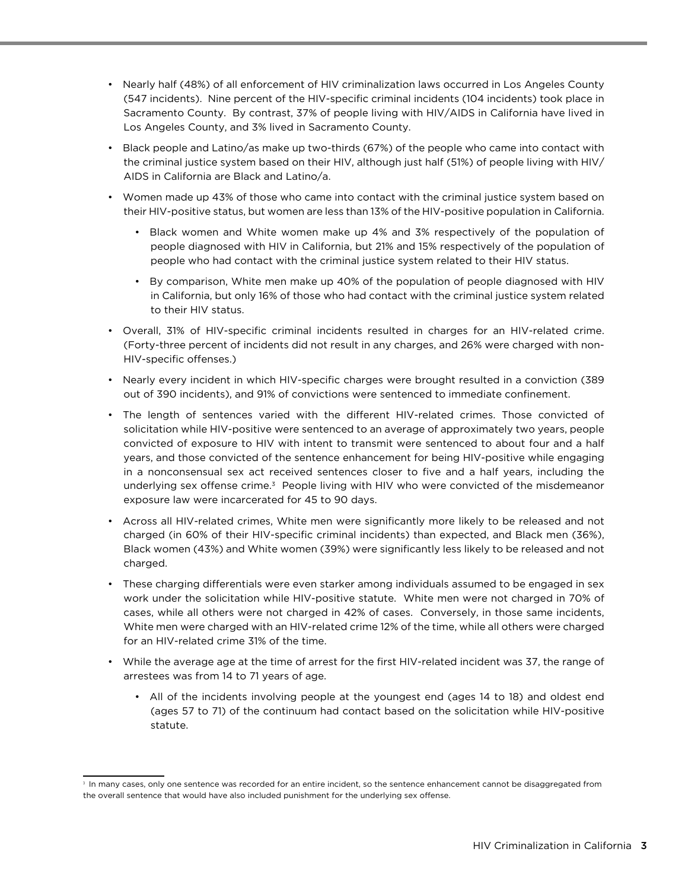- Nearly half (48%) of all enforcement of HIV criminalization laws occurred in Los Angeles County (547 incidents). Nine percent of the HIV-specific criminal incidents (104 incidents) took place in Sacramento County. By contrast, 37% of people living with HIV/AIDS in California have lived in Los Angeles County, and 3% lived in Sacramento County.
- Black people and Latino/as make up two-thirds (67%) of the people who came into contact with the criminal justice system based on their HIV, although just half (51%) of people living with HIV/AIDS in California are Black and Latino/a.
- Women made up 43% of those who came into contact with the criminal justice system based on their HIV-positive status, but women are less than 13% of the HIV-positive population in California.
    - Black women and White women make up 4% and 3% respectively of the population of people diagnosed with HIV in California, but 21% and 15% respectively of the population of people who had contact with the criminal justice system related to their HIV status.
    - By comparison, White men make up 40% of the population of people diagnosed with HIV in California, but only 16% of those who had contact with the criminal justice system related to their HIV status.
- Overall, 31% of HIV-specific criminal incidents resulted in charges for an HIV-related crime. (Forty-three percent of incidents did not result in any charges, and 26% were charged with non-HIV-specific offenses.)
- Nearly every incident in which HIV-specific charges were brought resulted in a conviction (389 out of 390 incidents), and 91% of convictions were sentenced to immediate confinement.
- The length of sentences varied with the different HIV-related crimes. Those convicted of solicitation while HIV-positive were sentenced to an average of approximately two years, people convicted of exposure to HIV with intent to transmit were sentenced to about four and a half years, and those convicted of the sentence enhancement for being HIV-positive while engaging in a nonconsensual sex act received sentences closer to five and a half years, including the underlying sex offense crime.[3] People living with HIV who were convicted of the misdemeanor exposure law were incarcerated for 45 to 90 days.
- Across all HIV-related crimes, White men were significantly more likely to be released and not charged (in 60% of their HIV-specific criminal incidents) than expected, and Black men (36%), Black women (43%) and White women (39%) were significantly less likely to be released and not charged.
- These charging differentials were even starker among individuals assumed to be engaged in sex work under the solicitation while HIV-positive statute. White men were not charged in 70% of cases, while all others were not charged in 42% of cases. Conversely, in those same incidents, White men were charged with an HIV-related crime 12% of the time, while all others were charged for an HIV-related crime 31% of the time.
- While the average age at the time of arrest for the first HIV-related incident was 37, the range of arrestees was from 14 to 71 years of age.
    - All of the incidents involving people at the youngest end (ages 14 to 18) and oldest end (ages 57 to 71) of the continuum had contact based on the solicitation while HIV-positive statute.

[3] In many cases, only one sentence was recorded for an entire incident, so the sentence enhancement cannot be disaggregated from the overall sentence that would have also included punishment for the underlying sex offense.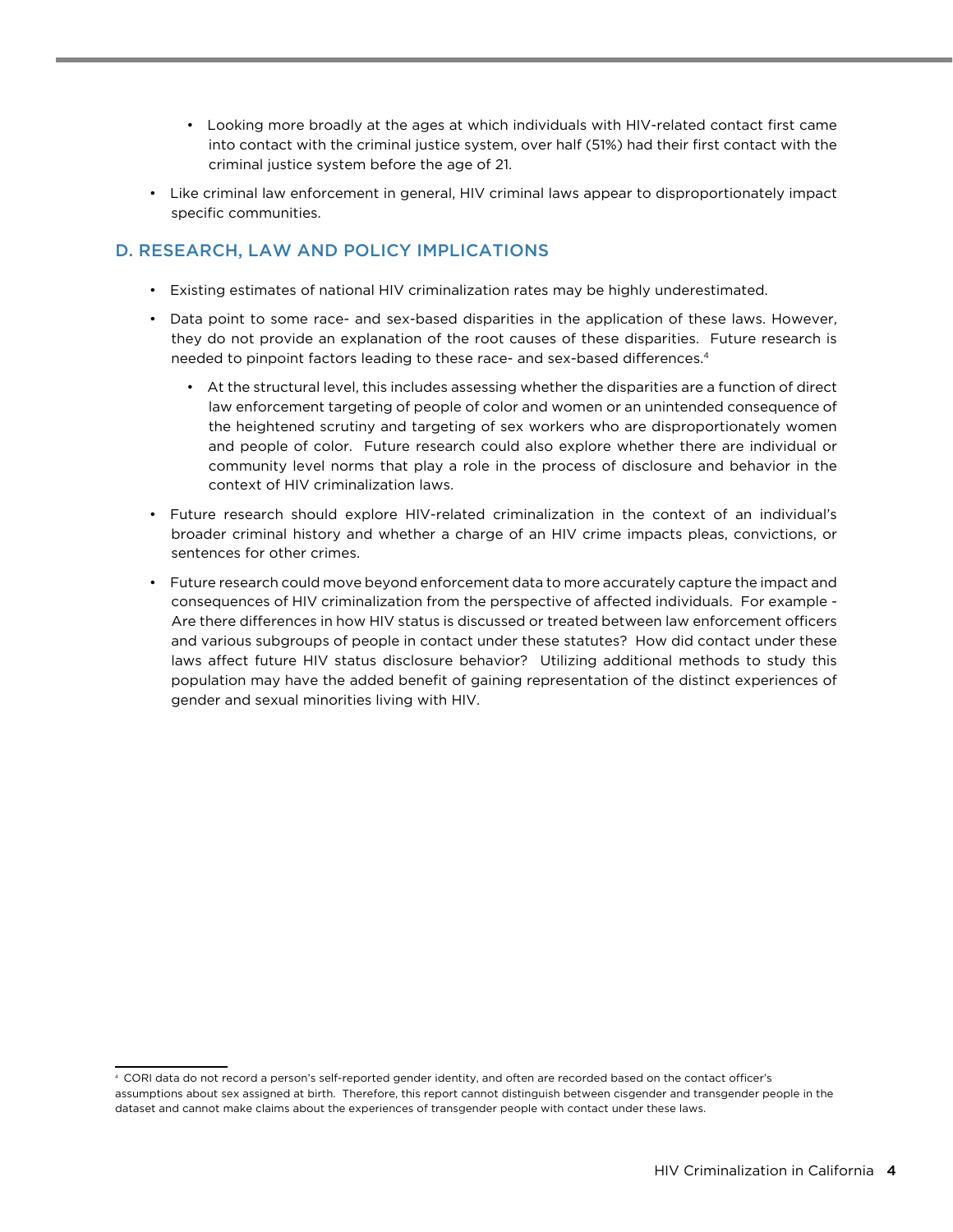- Looking more broadly at the ages at which individuals with HIV-related contact first came into contact with the criminal justice system, over half (51%) had their first contact with the criminal justice system before the age of 21.

- Like criminal law enforcement in general, HIV criminal laws appear to disproportionately impact specific communities.

## D. RESEARCH, LAW AND POLICY IMPLICATIONS

- Existing estimates of national HIV criminalization rates may be highly underestimated.
- Data point to some race- and sex-based disparities in the application of these laws. However, they do not provide an explanation of the root causes of these disparities. Future research is needed to pinpoint factors leading to these race- and sex-based differences.[4]
    - At the structural level, this includes assessing whether the disparities are a function of direct law enforcement targeting of people of color and women or an unintended consequence of the heightened scrutiny and targeting of sex workers who are disproportionately women and people of color. Future research could also explore whether there are individual or community level norms that play a role in the process of disclosure and behavior in the context of HIV criminalization laws.
- Future research should explore HIV-related criminalization in the context of an individual's broader criminal history and whether a charge of an HIV crime impacts pleas, convictions, or sentences for other crimes.
- Future research could move beyond enforcement data to more accurately capture the impact and consequences of HIV criminalization from the perspective of affected individuals. For example - Are there differences in how HIV status is discussed or treated between law enforcement officers and various subgroups of people in contact under these statutes? How did contact under these laws affect future HIV status disclosure behavior? Utilizing additional methods to study this population may have the added benefit of gaining representation of the distinct experiences of gender and sexual minorities living with HIV.

[4] CORI data do not record a person's self-reported gender identity, and often are recorded based on the contact officer's assumptions about sex assigned at birth. Therefore, this report cannot distinguish between cisgender and transgender people in the dataset and cannot make claims about the experiences of transgender people with contact under these laws.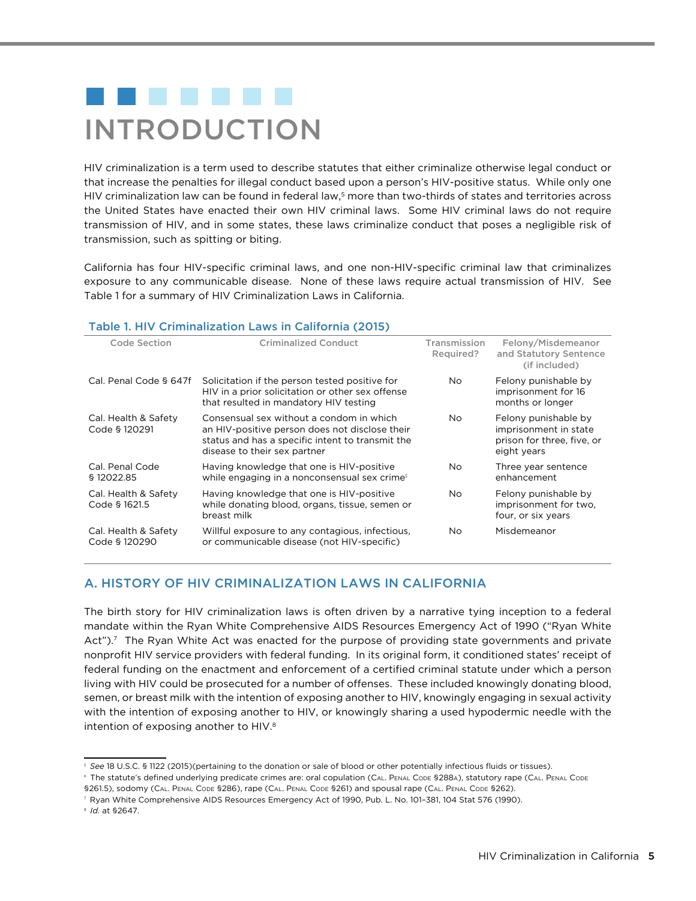# INTRODUCTION

HIV criminalization is a term used to describe statutes that either criminalize otherwise legal conduct or that increase the penalties for illegal conduct based upon a person's HIV-positive status. While only one HIV criminalization law can be found in federal law,[5] more than two-thirds of states and territories across the United States have enacted their own HIV criminal laws. Some HIV criminal laws do not require transmission of HIV, and in some states, these laws criminalize conduct that poses a negligible risk of transmission, such as spitting or biting.

California has four HIV-specific criminal laws, and one non-HIV-specific criminal law that criminalizes exposure to any communicable disease. None of these laws require actual transmission of HIV. See Table 1 for a summary of HIV Criminalization Laws in California.

**Table 1. HIV Criminalization Laws in California (2015)**

| Code Section | Criminalized Conduct | Transmission Required? | Felony/Misdemeanor and Statutory Sentence (if included) |
|---|---|---|---|
| Cal. Penal Code § 647f | Solicitation if the person tested positive for HIV in a prior solicitation or other sex offense that resulted in mandatory HIV testing | No | Felony punishable by imprisonment for 16 months or longer |
| Cal. Health & Safety Code § 120291 | Consensual sex without a condom in which an HIV-positive person does not disclose their status and has a specific intent to transmit the disease to their sex partner | No | Felony punishable by imprisonment in state prison for three, five, or eight years |
| Cal. Penal Code § 12022.85 | Having knowledge that one is HIV-positive while engaging in a nonconsensual sex crime[6] | No | Three year sentence enhancement |
| Cal. Health & Safety Code § 1621.5 | Having knowledge that one is HIV-positive while donating blood, organs, tissue, semen or breast milk | No | Felony punishable by imprisonment for two, four, or six years |
| Cal. Health & Safety Code § 120290 | Willful exposure to any contagious, infectious, or communicable disease (not HIV-specific) | No | Misdemeanor |

## A. HISTORY OF HIV CRIMINALIZATION LAWS IN CALIFORNIA

The birth story for HIV criminalization laws is often driven by a narrative tying inception to a federal mandate within the Ryan White Comprehensive AIDS Resources Emergency Act of 1990 ("Ryan White Act").[7] The Ryan White Act was enacted for the purpose of providing state governments and private nonprofit HIV service providers with federal funding. In its original form, it conditioned states' receipt of federal funding on the enactment and enforcement of a certified criminal statute under which a person living with HIV could be prosecuted for a number of offenses. These included knowingly donating blood, semen, or breast milk with the intention of exposing another to HIV, knowingly engaging in sexual activity with the intention of exposing another to HIV, or knowingly sharing a used hypodermic needle with the intention of exposing another to HIV.[8]

---

[5] *See* 18 U.S.C. § 1122 (2015)(pertaining to the donation or sale of blood or other potentially infectious fluids or tissues).

[6] The statute's defined underlying predicate crimes are: oral copulation (Cal. Penal Code §288a), statutory rape (Cal. Penal Code §261.5), sodomy (Cal. Penal Code §286), rape (Cal. Penal Code §261) and spousal rape (Cal. Penal Code §262).

[7] Ryan White Comprehensive AIDS Resources Emergency Act of 1990, Pub. L. No. 101–381, 104 Stat 576 (1990).

[8] *Id.* at §2647.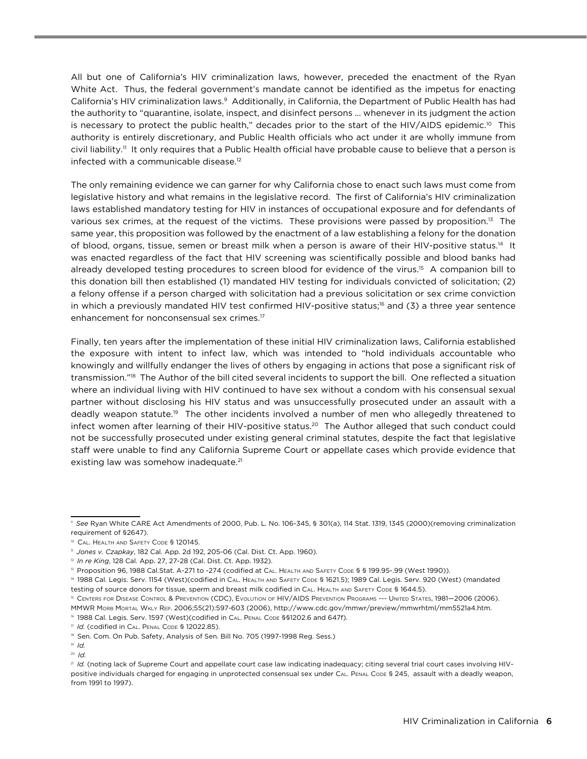All but one of California's HIV criminalization laws, however, preceded the enactment of the Ryan White Act. Thus, the federal government's mandate cannot be identified as the impetus for enacting California's HIV criminalization laws.[9] Additionally, in California, the Department of Public Health has had the authority to "quarantine, isolate, inspect, and disinfect persons … whenever in its judgment the action is necessary to protect the public health," decades prior to the start of the HIV/AIDS epidemic.[10] This authority is entirely discretionary, and Public Health officials who act under it are wholly immune from civil liability.[11] It only requires that a Public Health official have probable cause to believe that a person is infected with a communicable disease.[12]

The only remaining evidence we can garner for why California chose to enact such laws must come from legislative history and what remains in the legislative record. The first of California's HIV criminalization laws established mandatory testing for HIV in instances of occupational exposure and for defendants of various sex crimes, at the request of the victims. These provisions were passed by proposition.[13] The same year, this proposition was followed by the enactment of a law establishing a felony for the donation of blood, organs, tissue, semen or breast milk when a person is aware of their HIV-positive status.[14] It was enacted regardless of the fact that HIV screening was scientifically possible and blood banks had already developed testing procedures to screen blood for evidence of the virus.[15] A companion bill to this donation bill then established (1) mandated HIV testing for individuals convicted of solicitation; (2) a felony offense if a person charged with solicitation had a previous solicitation or sex crime conviction in which a previously mandated HIV test confirmed HIV-positive status;[16] and (3) a three year sentence enhancement for nonconsensual sex crimes.[17]

Finally, ten years after the implementation of these initial HIV criminalization laws, California established the exposure with intent to infect law, which was intended to "hold individuals accountable who knowingly and willfully endanger the lives of others by engaging in actions that pose a significant risk of transmission."[18] The Author of the bill cited several incidents to support the bill. One reflected a situation where an individual living with HIV continued to have sex without a condom with his consensual sexual partner without disclosing his HIV status and was unsuccessfully prosecuted under an assault with a deadly weapon statute.[19] The other incidents involved a number of men who allegedly threatened to infect women after learning of their HIV-positive status.[20] The Author alleged that such conduct could not be successfully prosecuted under existing general criminal statutes, despite the fact that legislative staff were unable to find any California Supreme Court or appellate cases which provide evidence that existing law was somehow inadequate.[21]

---

[9] *See* Ryan White CARE Act Amendments of 2000, Pub. L. No. 106-345, § 301(a), 114 Stat. 1319, 1345 (2000)(removing criminalization requirement of §2647).

[10] Cal. Health and Safety Code § 120145.

[11] *Jones v. Czapkay*, 182 Cal. App. 2d 192, 205-06 (Cal. Dist. Ct. App. 1960).

[12] *In re King*, 128 Cal. App. 27, 27-28 (Cal. Dist. Ct. App. 1932).

[13] Proposition 96, 1988 Cal.Stat. A-271 to -274 (codified at Cal. Health and Safety Code § § 199.95-.99 (West 1990)).

[14] 1988 Cal. Legis. Serv. 1154 (West)(codified in Cal. Health and Safety Code § 1621.5); 1989 Cal. Legis. Serv. 920 (West) (mandated testing of source donors for tissue, sperm and breast milk codified in Cal. Health and Safety Code § 1644.5).

[15] Centers for Disease Control & Prevention (CDC), Evolution of HIV/AIDS Prevention Programs --- United States, 1981—2006 (2006). MMWR Morb Mortal Wkly Rep. 2006;55(21):597-603 (2006), http://www.cdc.gov/mmwr/preview/mmwrhtml/mm5521a4.htm.

[16] 1988 Cal. Legis. Serv. 1597 (West)(codified in Cal. Penal Code §§1202.6 and 647f).

[17] *Id.* (codified in Cal. Penal Code § 12022.85).

[18] Sen. Com. On Pub. Safety, Analysis of Sen. Bill No. 705 (1997-1998 Reg. Sess.)

[19] *Id.*

[20] *Id.*

[21] *Id.* (noting lack of Supreme Court and appellate court case law indicating inadequacy; citing several trial court cases involving HIV-positive individuals charged for engaging in unprotected consensual sex under Cal. Penal Code § 245, assault with a deadly weapon, from 1991 to 1997).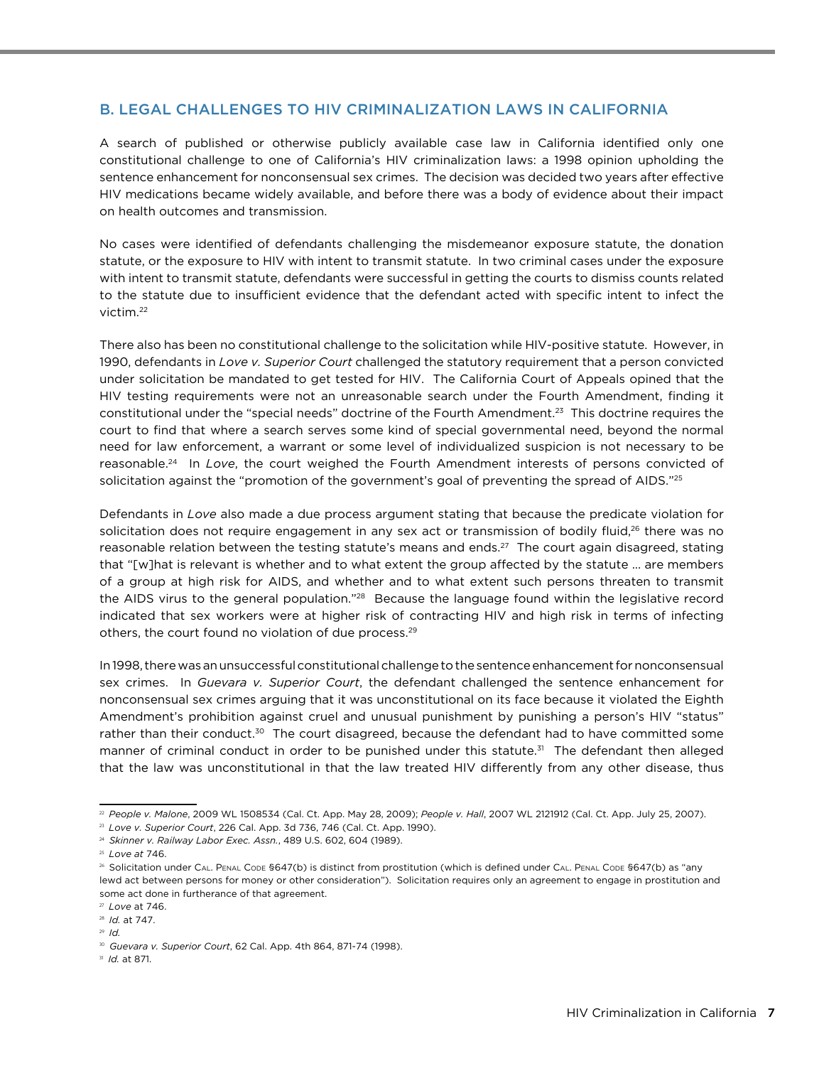## B. LEGAL CHALLENGES TO HIV CRIMINALIZATION LAWS IN CALIFORNIA

A search of published or otherwise publicly available case law in California identified only one constitutional challenge to one of California's HIV criminalization laws: a 1998 opinion upholding the sentence enhancement for nonconsensual sex crimes. The decision was decided two years after effective HIV medications became widely available, and before there was a body of evidence about their impact on health outcomes and transmission.

No cases were identified of defendants challenging the misdemeanor exposure statute, the donation statute, or the exposure to HIV with intent to transmit statute. In two criminal cases under the exposure with intent to transmit statute, defendants were successful in getting the courts to dismiss counts related to the statute due to insufficient evidence that the defendant acted with specific intent to infect the victim.[22]

There also has been no constitutional challenge to the solicitation while HIV-positive statute. However, in 1990, defendants in *Love v. Superior Court* challenged the statutory requirement that a person convicted under solicitation be mandated to get tested for HIV. The California Court of Appeals opined that the HIV testing requirements were not an unreasonable search under the Fourth Amendment, finding it constitutional under the "special needs" doctrine of the Fourth Amendment.[23] This doctrine requires the court to find that where a search serves some kind of special governmental need, beyond the normal need for law enforcement, a warrant or some level of individualized suspicion is not necessary to be reasonable.[24] In *Love*, the court weighed the Fourth Amendment interests of persons convicted of solicitation against the "promotion of the government's goal of preventing the spread of AIDS."[25]

Defendants in *Love* also made a due process argument stating that because the predicate violation for solicitation does not require engagement in any sex act or transmission of bodily fluid,[26] there was no reasonable relation between the testing statute's means and ends.[27] The court again disagreed, stating that "[w]hat is relevant is whether and to what extent the group affected by the statute … are members of a group at high risk for AIDS, and whether and to what extent such persons threaten to transmit the AIDS virus to the general population."[28] Because the language found within the legislative record indicated that sex workers were at higher risk of contracting HIV and high risk in terms of infecting others, the court found no violation of due process.[29]

In 1998, there was an unsuccessful constitutional challenge to the sentence enhancement for nonconsensual sex crimes. In *Guevara v. Superior Court*, the defendant challenged the sentence enhancement for nonconsensual sex crimes arguing that it was unconstitutional on its face because it violated the Eighth Amendment's prohibition against cruel and unusual punishment by punishing a person's HIV "status" rather than their conduct.[30] The court disagreed, because the defendant had to have committed some manner of criminal conduct in order to be punished under this statute.[31] The defendant then alleged that the law was unconstitutional in that the law treated HIV differently from any other disease, thus

---

[22] *People v. Malone*, 2009 WL 1508534 (Cal. Ct. App. May 28, 2009); *People v. Hall*, 2007 WL 2121912 (Cal. Ct. App. July 25, 2007).

[23] *Love v. Superior Court*, 226 Cal. App. 3d 736, 746 (Cal. Ct. App. 1990).

[24] *Skinner v. Railway Labor Exec. Assn.*, 489 U.S. 602, 604 (1989).

[25] *Love at* 746.

[26] Solicitation under Cal. Penal Code §647(b) is distinct from prostitution (which is defined under Cal. Penal Code §647(b) as "any lewd act between persons for money or other consideration"). Solicitation requires only an agreement to engage in prostitution and some act done in furtherance of that agreement.

[27] *Love* at 746.

[28] *Id.* at 747.

[29] *Id.*

[30] *Guevara v. Superior Court*, 62 Cal. App. 4th 864, 871-74 (1998).

[31] *Id.* at 871.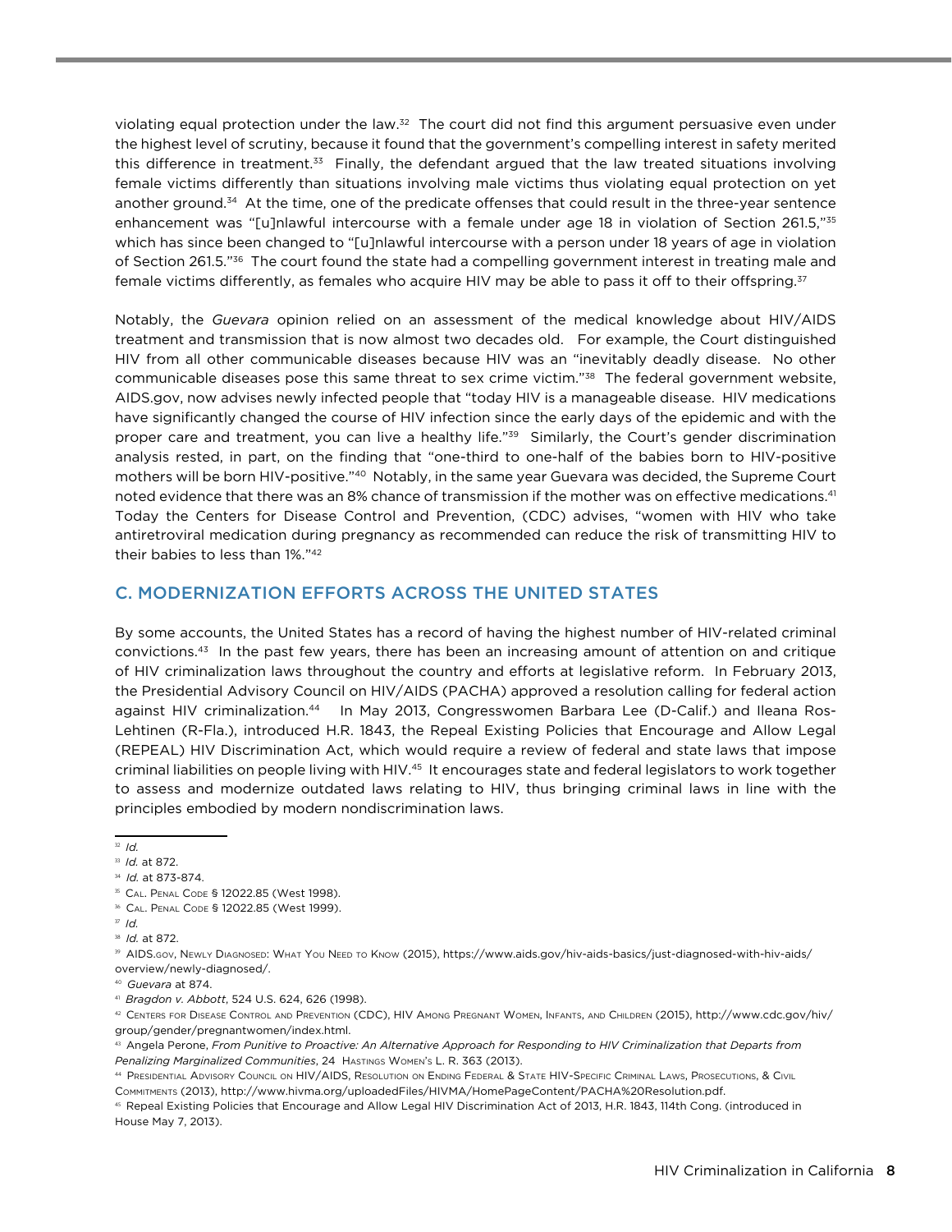violating equal protection under the law.[32] The court did not find this argument persuasive even under the highest level of scrutiny, because it found that the government's compelling interest in safety merited this difference in treatment.[33] Finally, the defendant argued that the law treated situations involving female victims differently than situations involving male victims thus violating equal protection on yet another ground.[34] At the time, one of the predicate offenses that could result in the three-year sentence enhancement was "[u]nlawful intercourse with a female under age 18 in violation of Section 261.5,"[35] which has since been changed to "[u]nlawful intercourse with a person under 18 years of age in violation of Section 261.5."[36] The court found the state had a compelling government interest in treating male and female victims differently, as females who acquire HIV may be able to pass it off to their offspring.[37]

Notably, the *Guevara* opinion relied on an assessment of the medical knowledge about HIV/AIDS treatment and transmission that is now almost two decades old. For example, the Court distinguished HIV from all other communicable diseases because HIV was an "inevitably deadly disease. No other communicable diseases pose this same threat to sex crime victim."[38] The federal government website, AIDS.gov, now advises newly infected people that "today HIV is a manageable disease. HIV medications have significantly changed the course of HIV infection since the early days of the epidemic and with the proper care and treatment, you can live a healthy life."[39] Similarly, the Court's gender discrimination analysis rested, in part, on the finding that "one-third to one-half of the babies born to HIV-positive mothers will be born HIV-positive."[40] Notably, in the same year Guevara was decided, the Supreme Court noted evidence that there was an 8% chance of transmission if the mother was on effective medications.[41] Today the Centers for Disease Control and Prevention, (CDC) advises, "women with HIV who take antiretroviral medication during pregnancy as recommended can reduce the risk of transmitting HIV to their babies to less than 1%."[42]

## C. MODERNIZATION EFFORTS ACROSS THE UNITED STATES

By some accounts, the United States has a record of having the highest number of HIV-related criminal convictions.[43] In the past few years, there has been an increasing amount of attention on and critique of HIV criminalization laws throughout the country and efforts at legislative reform. In February 2013, the Presidential Advisory Council on HIV/AIDS (PACHA) approved a resolution calling for federal action against HIV criminalization.[44] In May 2013, Congresswomen Barbara Lee (D-Calif.) and Ileana Ros-Lehtinen (R-Fla.), introduced H.R. 1843, the Repeal Existing Policies that Encourage and Allow Legal (REPEAL) HIV Discrimination Act, which would require a review of federal and state laws that impose criminal liabilities on people living with HIV.[45] It encourages state and federal legislators to work together to assess and modernize outdated laws relating to HIV, thus bringing criminal laws in line with the principles embodied by modern nondiscrimination laws.

---

[32] *Id.*

[33] *Id.* at 872.

[34] *Id.* at 873-874.

[35] Cal. Penal Code § 12022.85 (West 1998).

[36] Cal. Penal Code § 12022.85 (West 1999).

[37] *Id.*

[38] *Id.* at 872.

[39] AIDS.gov, Newly Diagnosed: What You Need to Know (2015), https://www.aids.gov/hiv-aids-basics/just-diagnosed-with-hiv-aids/overview/newly-diagnosed/.

[40] *Guevara* at 874.

[41] *Bragdon v. Abbott*, 524 U.S. 624, 626 (1998).

[42] Centers for Disease Control and Prevention (CDC), HIV Among Pregnant Women, Infants, and Children (2015), http://www.cdc.gov/hiv/group/gender/pregnantwomen/index.html.

[43] Angela Perone, *From Punitive to Proactive: An Alternative Approach for Responding to HIV Criminalization that Departs from Penalizing Marginalized Communities*, 24 Hastings Women's L. R. 363 (2013).

[44] Presidential Advisory Council on HIV/AIDS, Resolution on Ending Federal & State HIV-Specific Criminal Laws, Prosecutions, & Civil Commitments (2013), http://www.hivma.org/uploadedFiles/HIVMA/HomePageContent/PACHA%20Resolution.pdf.

[45] Repeal Existing Policies that Encourage and Allow Legal HIV Discrimination Act of 2013, H.R. 1843, 114th Cong. (introduced in House May 7, 2013).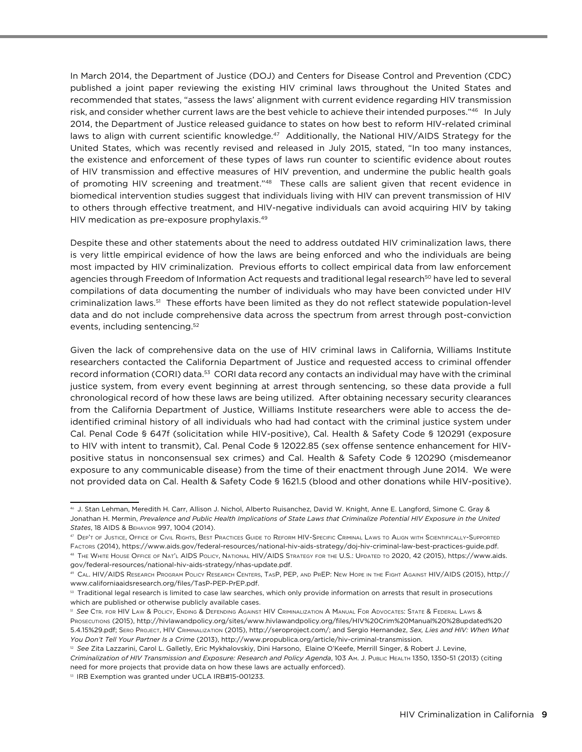In March 2014, the Department of Justice (DOJ) and Centers for Disease Control and Prevention (CDC) published a joint paper reviewing the existing HIV criminal laws throughout the United States and recommended that states, "assess the laws' alignment with current evidence regarding HIV transmission risk, and consider whether current laws are the best vehicle to achieve their intended purposes."[46] In July 2014, the Department of Justice released guidance to states on how best to reform HIV-related criminal laws to align with current scientific knowledge.[47] Additionally, the National HIV/AIDS Strategy for the United States, which was recently revised and released in July 2015, stated, "In too many instances, the existence and enforcement of these types of laws run counter to scientific evidence about routes of HIV transmission and effective measures of HIV prevention, and undermine the public health goals of promoting HIV screening and treatment."[48] These calls are salient given that recent evidence in biomedical intervention studies suggest that individuals living with HIV can prevent transmission of HIV to others through effective treatment, and HIV-negative individuals can avoid acquiring HIV by taking HIV medication as pre-exposure prophylaxis.[49]

Despite these and other statements about the need to address outdated HIV criminalization laws, there is very little empirical evidence of how the laws are being enforced and who the individuals are being most impacted by HIV criminalization. Previous efforts to collect empirical data from law enforcement agencies through Freedom of Information Act requests and traditional legal research[50] have led to several compilations of data documenting the number of individuals who may have been convicted under HIV criminalization laws.[51] These efforts have been limited as they do not reflect statewide population-level data and do not include comprehensive data across the spectrum from arrest through post-conviction events, including sentencing.[52]

Given the lack of comprehensive data on the use of HIV criminal laws in California, Williams Institute researchers contacted the California Department of Justice and requested access to criminal offender record information (CORI) data.[53] CORI data record any contacts an individual may have with the criminal justice system, from every event beginning at arrest through sentencing, so these data provide a full chronological record of how these laws are being utilized. After obtaining necessary security clearances from the California Department of Justice, Williams Institute researchers were able to access the de-identified criminal history of all individuals who had had contact with the criminal justice system under Cal. Penal Code § 647f (solicitation while HIV-positive), Cal. Health & Safety Code § 120291 (exposure to HIV with intent to transmit), Cal. Penal Code § 12022.85 (sex offense sentence enhancement for HIV-positive status in nonconsensual sex crimes) and Cal. Health & Safety Code § 120290 (misdemeanor exposure to any communicable disease) from the time of their enactment through June 2014. We were not provided data on Cal. Health & Safety Code § 1621.5 (blood and other donations while HIV-positive).

---

[46] J. Stan Lehman, Meredith H. Carr, Allison J. Nichol, Alberto Ruisanchez, David W. Knight, Anne E. Langford, Simone C. Gray & Jonathan H. Mermin, *Prevalence and Public Health Implications of State Laws that Criminalize Potential HIV Exposure in the United States*, 18 AIDS & Behavior 997, 1004 (2014).

[47] Dep't of Justice, Office of Civil Rights, Best Practices Guide to Reform HIV-Specific Criminal Laws to Align with Scientifically-Supported Factors (2014), https://www.aids.gov/federal-resources/national-hiv-aids-strategy/doj-hiv-criminal-law-best-practices-guide.pdf.

[48] The White House Office of Nat'l AIDS Policy, National HIV/AIDS Strategy for the U.S.: Updated to 2020, 42 (2015), https://www.aids.gov/federal-resources/national-hiv-aids-strategy/nhas-update.pdf.

[49] Cal. HIV/AIDS Research Program Policy Research Centers, TasP, PEP, and PrEP: New Hope in the Fight Against HIV/AIDS (2015), http://www.californiaaidsresearch.org/files/TasP-PEP-PrEP.pdf.

[50] Traditional legal research is limited to case law searches, which only provide information on arrests that result in prosecutions which are published or otherwise publicly available cases.

[51] *See* Ctr. for HIV Law & Policy, Ending & Defending Against HIV Criminalization A Manual For Advocates: State & Federal Laws & Prosecutions (2015), http://hivlawandpolicy.org/sites/www.hivlawandpolicy.org/files/HIV%20Crim%20Manual%20%28updated%205.4.15%29.pdf; Sero Project, HIV Criminalization (2015), http://seroproject.com/; and Sergio Hernandez, *Sex, Lies and HIV: When What You Don't Tell Your Partner Is a Crime* (2013), http://www.propublica.org/article/hiv-criminal-transmission.

[52] *See* Zita Lazzarini, Carol L. Galletly, Eric Mykhalovskiy, Dini Harsono, Elaine O'Keefe, Merrill Singer, & Robert J. Levine, *Criminalization of HIV Transmission and Exposure: Research and Policy Agenda*, 103 Am. J. Public Health 1350, 1350-51 (2013) (citing need for more projects that provide data on how these laws are actually enforced).

[53] IRB Exemption was granted under UCLA IRB#15-001233.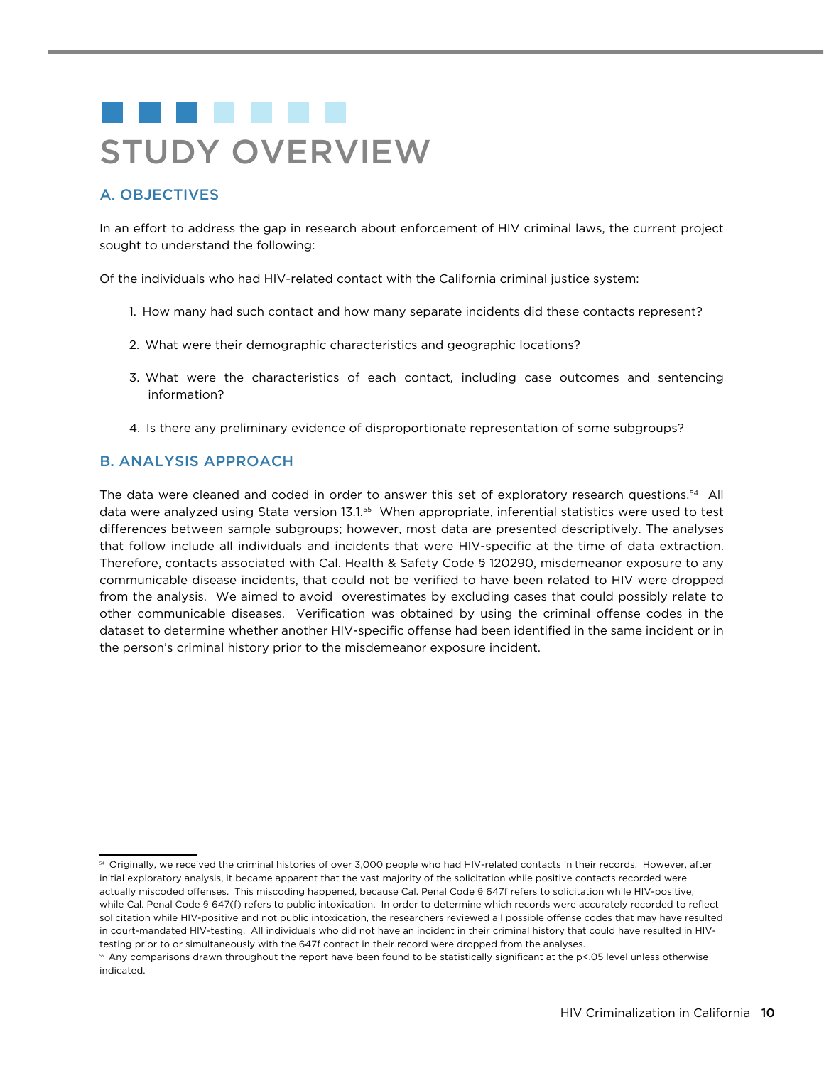# STUDY OVERVIEW

## A. OBJECTIVES

In an effort to address the gap in research about enforcement of HIV criminal laws, the current project sought to understand the following:

Of the individuals who had HIV-related contact with the California criminal justice system:

1. How many had such contact and how many separate incidents did these contacts represent?
2. What were their demographic characteristics and geographic locations?
3. What were the characteristics of each contact, including case outcomes and sentencing information?
4. Is there any preliminary evidence of disproportionate representation of some subgroups?

## B. ANALYSIS APPROACH

The data were cleaned and coded in order to answer this set of exploratory research questions.[54] All data were analyzed using Stata version 13.1.[55] When appropriate, inferential statistics were used to test differences between sample subgroups; however, most data are presented descriptively. The analyses that follow include all individuals and incidents that were HIV-specific at the time of data extraction. Therefore, contacts associated with Cal. Health & Safety Code § 120290, misdemeanor exposure to any communicable disease incidents, that could not be verified to have been related to HIV were dropped from the analysis. We aimed to avoid overestimates by excluding cases that could possibly relate to other communicable diseases. Verification was obtained by using the criminal offense codes in the dataset to determine whether another HIV-specific offense had been identified in the same incident or in the person's criminal history prior to the misdemeanor exposure incident.

---

[54] Originally, we received the criminal histories of over 3,000 people who had HIV-related contacts in their records. However, after initial exploratory analysis, it became apparent that the vast majority of the solicitation while positive contacts recorded were actually miscoded offenses. This miscoding happened, because Cal. Penal Code § 647f refers to solicitation while HIV-positive, while Cal. Penal Code § 647(f) refers to public intoxication. In order to determine which records were accurately recorded to reflect solicitation while HIV-positive and not public intoxication, the researchers reviewed all possible offense codes that may have resulted in court-mandated HIV-testing. All individuals who did not have an incident in their criminal history that could have resulted in HIV-testing prior to or simultaneously with the 647f contact in their record were dropped from the analyses.

[55] Any comparisons drawn throughout the report have been found to be statistically significant at the $p<.05$ level unless otherwise indicated.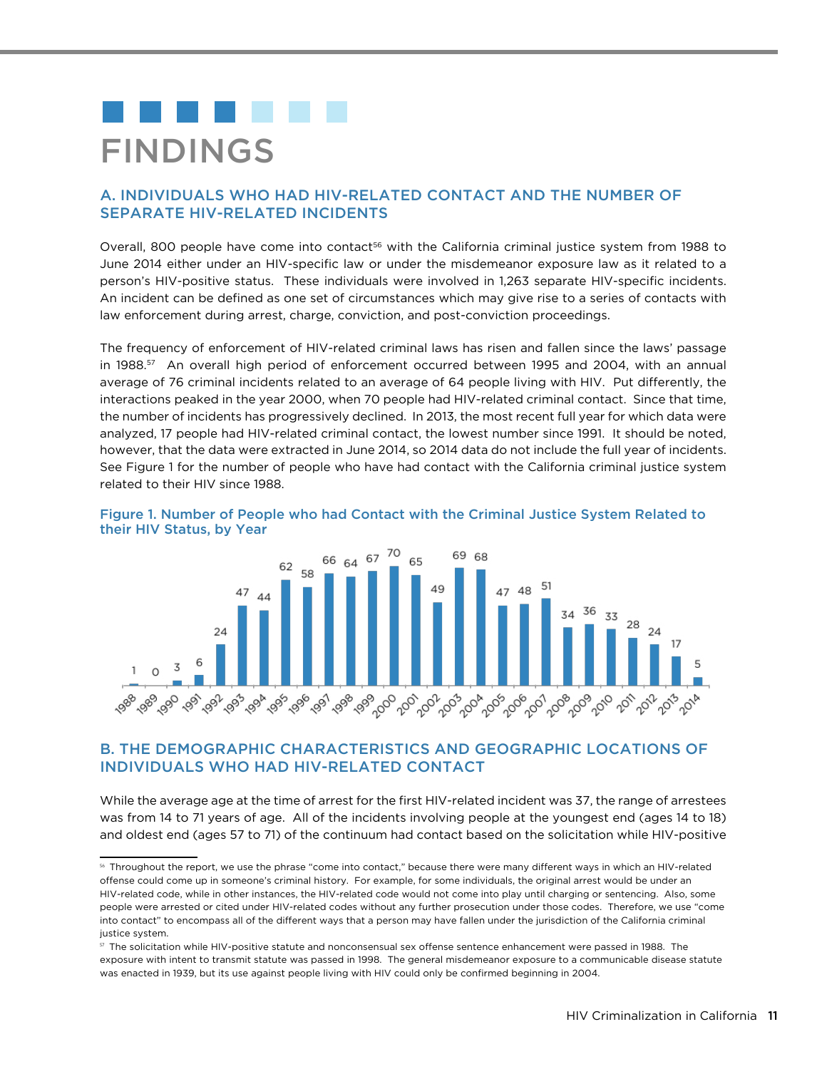# FINDINGS

## A. INDIVIDUALS WHO HAD HIV-RELATED CONTACT AND THE NUMBER OF SEPARATE HIV-RELATED INCIDENTS

Overall, 800 people have come into contact[56] with the California criminal justice system from 1988 to June 2014 either under an HIV-specific law or under the misdemeanor exposure law as it related to a person's HIV-positive status. These individuals were involved in 1,263 separate HIV-specific incidents. An incident can be defined as one set of circumstances which may give rise to a series of contacts with law enforcement during arrest, charge, conviction, and post-conviction proceedings.

The frequency of enforcement of HIV-related criminal laws has risen and fallen since the laws' passage in 1988.[57] An overall high period of enforcement occurred between 1995 and 2004, with an annual average of 76 criminal incidents related to an average of 64 people living with HIV. Put differently, the interactions peaked in the year 2000, when 70 people had HIV-related criminal contact. Since that time, the number of incidents has progressively declined. In 2013, the most recent full year for which data were analyzed, 17 people had HIV-related criminal contact, the lowest number since 1991. It should be noted, however, that the data were extracted in June 2014, so 2014 data do not include the full year of incidents. See Figure 1 for the number of people who have had contact with the California criminal justice system related to their HIV since 1988.

**Figure 1. Number of People who had Contact with the Criminal Justice System Related to their HIV Status, by Year**

| Year | Number of People |
|---|---|
| 1988 | 1 |
| 1989 | 0 |
| 1990 | 3 |
| 1991 | 6 |
| 1992 | 24 |
| 1993 | 47 |
| 1994 | 44 |
| 1995 | 62 |
| 1996 | 58 |
| 1997 | 66 |
| 1998 | 64 |
| 1999 | 67 |
| 2000 | 70 |
| 2001 | 65 |
| 2002 | 49 |
| 2003 | 69 |
| 2004 | 68 |
| 2005 | 47 |
| 2006 | 48 |
| 2007 | 51 |
| 2008 | 34 |
| 2009 | 36 |
| 2010 | 33 |
| 2011 | 28 |
| 2012 | 24 |
| 2013 | 17 |
| 2014 | 5 |

## B. THE DEMOGRAPHIC CHARACTERISTICS AND GEOGRAPHIC LOCATIONS OF INDIVIDUALS WHO HAD HIV-RELATED CONTACT

While the average age at the time of arrest for the first HIV-related incident was 37, the range of arrestees was from 14 to 71 years of age. All of the incidents involving people at the youngest end (ages 14 to 18) and oldest end (ages 57 to 71) of the continuum had contact based on the solicitation while HIV-positive

---

[56] Throughout the report, we use the phrase "come into contact," because there were many different ways in which an HIV-related offense could come up in someone's criminal history. For example, for some individuals, the original arrest would be under an HIV-related code, while in other instances, the HIV-related code would not come into play until charging or sentencing. Also, some people were arrested or cited under HIV-related codes without any further prosecution under those codes. Therefore, we use "come into contact" to encompass all of the different ways that a person may have fallen under the jurisdiction of the California criminal justice system.

[57] The solicitation while HIV-positive statute and nonconsensual sex offense sentence enhancement were passed in 1988. The exposure with intent to transmit statute was passed in 1998. The general misdemeanor exposure to a communicable disease statute was enacted in 1939, but its use against people living with HIV could only be confirmed beginning in 2004.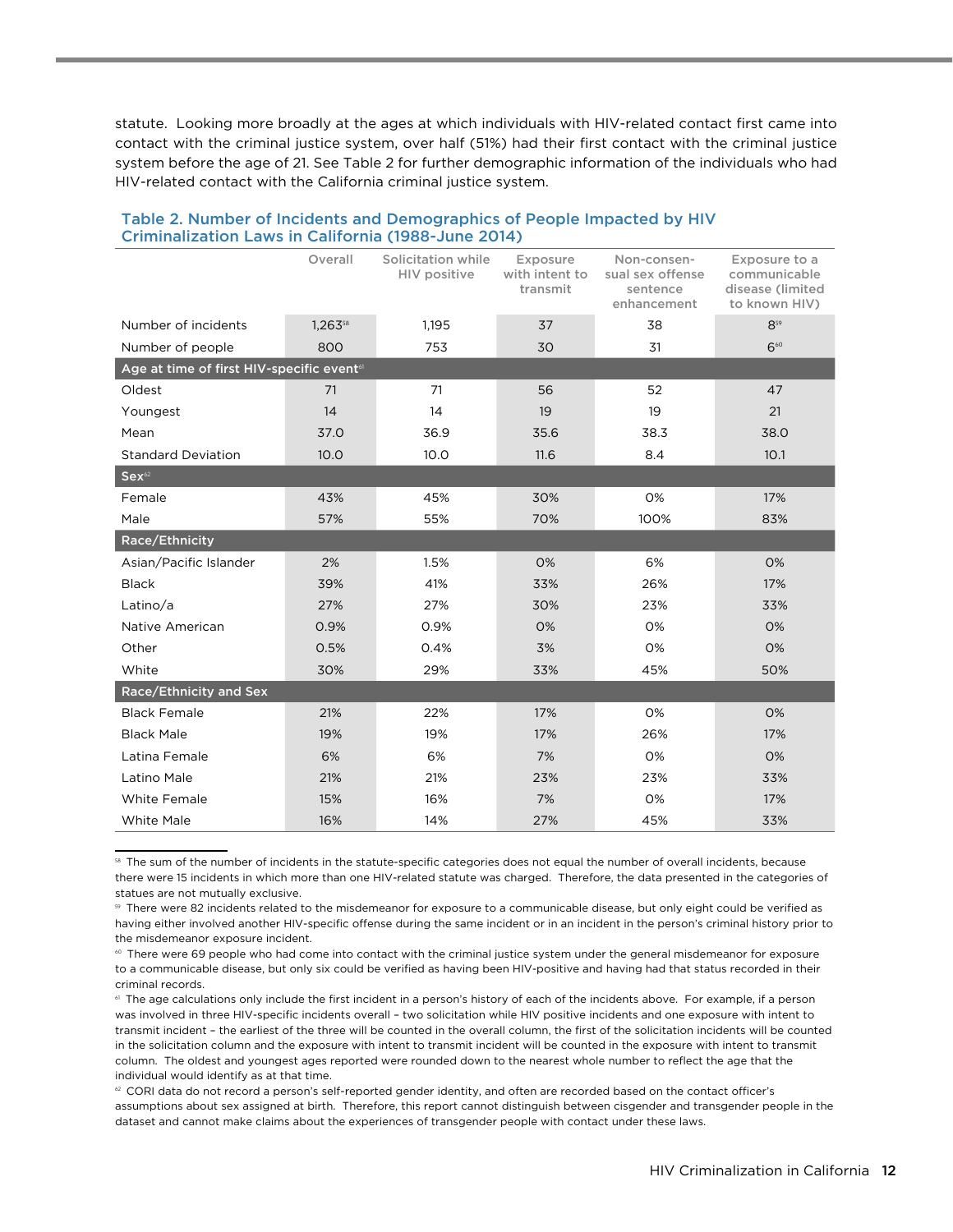statute. Looking more broadly at the ages at which individuals with HIV-related contact first came into contact with the criminal justice system, over half (51%) had their first contact with the criminal justice system before the age of 21. See Table 2 for further demographic information of the individuals who had HIV-related contact with the California criminal justice system.

### Table 2. Number of Incidents and Demographics of People Impacted by HIV Criminalization Laws in California (1988-June 2014)

| | Overall | Solicitation while HIV positive | Exposure with intent to transmit | Non-consensual sex offense sentence enhancement | Exposure to a communicable disease (limited to known HIV) |
|---|---|---|---|---|---|
| Number of incidents | 1,263[58] | 1,195 | 37 | 38 | 8[59] |
| Number of people | 800 | 753 | 30 | 31 | 6[60] |
| **Age at time of first HIV-specific event[61]** | | | | | |
| Oldest | 71 | 71 | 56 | 52 | 47 |
| Youngest | 14 | 14 | 19 | 19 | 21 |
| Mean | 37.0 | 36.9 | 35.6 | 38.3 | 38.0 |
| Standard Deviation | 10.0 | 10.0 | 11.6 | 8.4 | 10.1 |
| **Sex[62]** | | | | | |
| Female | 43% | 45% | 30% | 0% | 17% |
| Male | 57% | 55% | 70% | 100% | 83% |
| **Race/Ethnicity** | | | | | |
| Asian/Pacific Islander | 2% | 1.5% | 0% | 6% | 0% |
| Black | 39% | 41% | 33% | 26% | 17% |
| Latino/a | 27% | 27% | 30% | 23% | 33% |
| Native American | 0.9% | 0.9% | 0% | 0% | 0% |
| Other | 0.5% | 0.4% | 3% | 0% | 0% |
| White | 30% | 29% | 33% | 45% | 50% |
| **Race/Ethnicity and Sex** | | | | | |
| Black Female | 21% | 22% | 17% | 0% | 0% |
| Black Male | 19% | 19% | 17% | 26% | 17% |
| Latina Female | 6% | 6% | 7% | 0% | 0% |
| Latino Male | 21% | 21% | 23% | 23% | 33% |
| White Female | 15% | 16% | 7% | 0% | 17% |
| White Male | 16% | 14% | 27% | 45% | 33% |

[58] The sum of the number of incidents in the statute-specific categories does not equal the number of overall incidents, because there were 15 incidents in which more than one HIV-related statute was charged. Therefore, the data presented in the categories of statues are not mutually exclusive.

[59] There were 82 incidents related to the misdemeanor for exposure to a communicable disease, but only eight could be verified as having either involved another HIV-specific offense during the same incident or in an incident in the person's criminal history prior to the misdemeanor exposure incident.

[60] There were 69 people who had come into contact with the criminal justice system under the general misdemeanor for exposure to a communicable disease, but only six could be verified as having been HIV-positive and having had that status recorded in their criminal records.

[61] The age calculations only include the first incident in a person's history of each of the incidents above. For example, if a person was involved in three HIV-specific incidents overall – two solicitation while HIV positive and one exposure with intent to transmit incident – the earliest of the three will be counted in the overall column, the first of the solicitation incidents will be counted in the solicitation column and the exposure with intent to transmit incident will be counted in the exposure with intent to transmit column. The oldest and youngest ages reported were rounded down to the nearest whole number to reflect the age that the individual would identify as at that time.

[62] CORI data do not record a person's self-reported gender identity, and often are recorded based on the contact officer's assumptions about sex assigned at birth. Therefore, this report cannot distinguish between cisgender and transgender people in the dataset and cannot make claims about the experiences of transgender people with contact under these laws.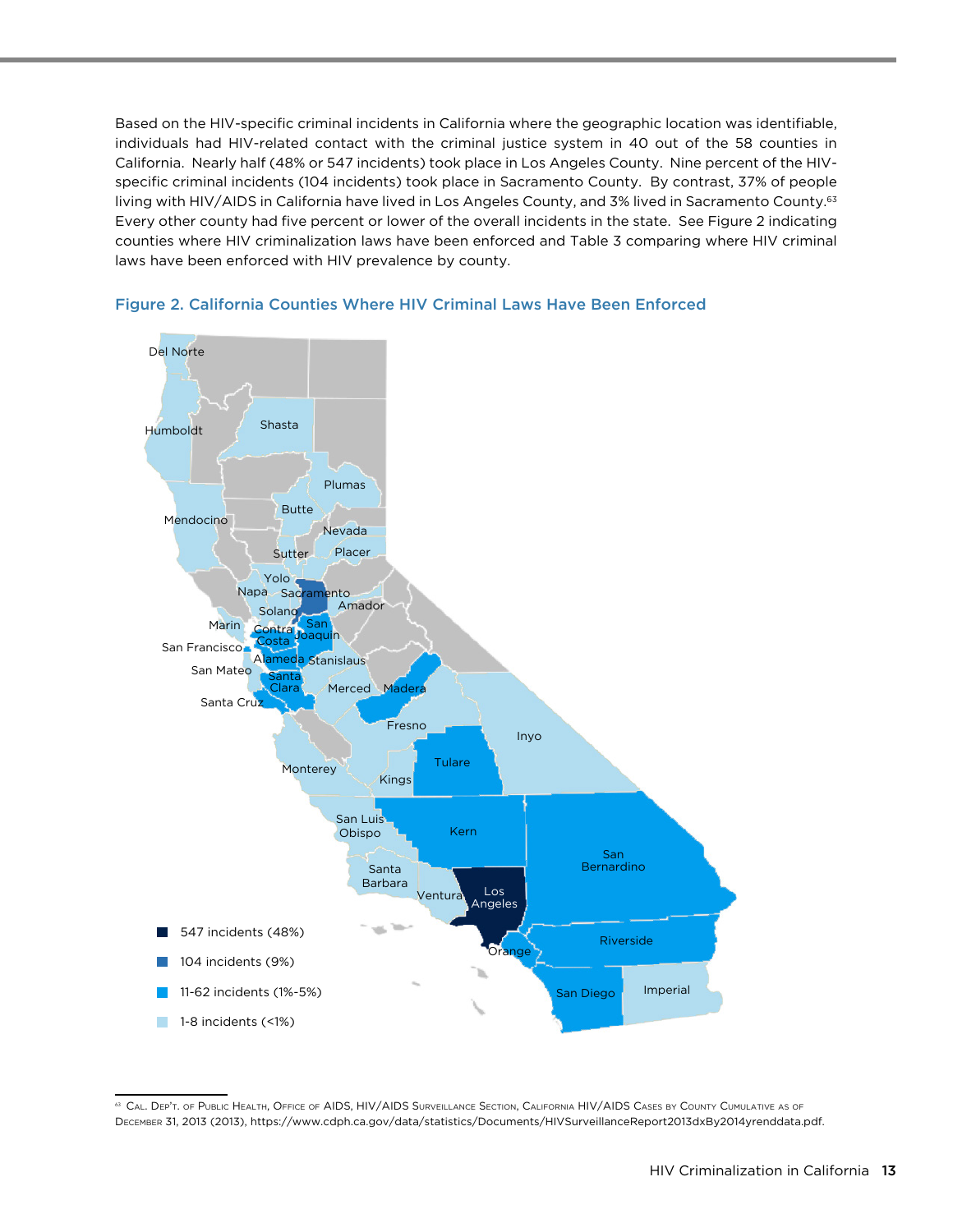Based on the HIV-specific criminal incidents in California where the geographic location was identifiable, individuals had HIV-related contact with the criminal justice system in 40 out of the 58 counties in California. Nearly half (48% or 547 incidents) took place in Los Angeles County. Nine percent of the HIV-specific criminal incidents (104 incidents) took place in Sacramento County. By contrast, 37% of people living with HIV/AIDS in California have lived in Los Angeles County, and 3% lived in Sacramento County.[63] Every other county had five percent or lower of the overall incidents in the state. See Figure 2 indicating counties where HIV criminalization laws have been enforced and Table 3 comparing where HIV criminal laws have been enforced with HIV prevalence by county.

### Figure 2. California Counties Where HIV Criminal Laws Have Been Enforced

- 547 incidents (48%)
- 104 incidents (9%)
- 11-62 incidents (1%-5%)
- 1-8 incidents (<1%)

---

[63] Cal. Dep't. of Public Health, Office of AIDS, HIV/AIDS Surveillance Section, California HIV/AIDS Cases by County Cumulative as of December 31, 2013 (2013), https://www.cdph.ca.gov/data/statistics/Documents/HIVSurveillanceReport2013dxBy2014yrenddata.pdf.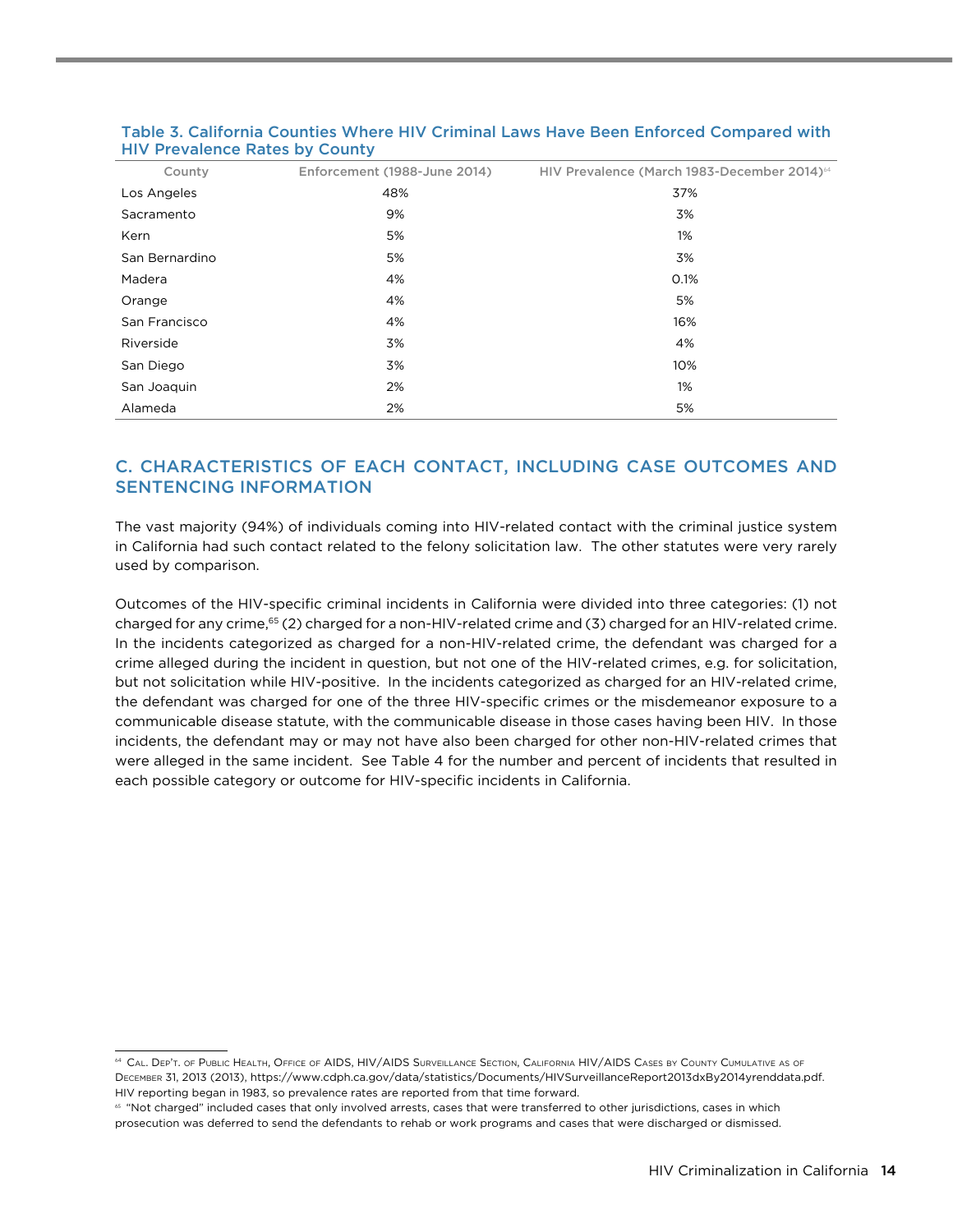Table 3. California Counties Where HIV Criminal Laws Have Been Enforced Compared with HIV Prevalence Rates by County

| County | Enforcement (1988-June 2014) | HIV Prevalence (March 1983-December 2014)[64] |
|---|---|---|
| Los Angeles | 48% | 37% |
| Sacramento | 9% | 3% |
| Kern | 5% | 1% |
| San Bernardino | 5% | 3% |
| Madera | 4% | 0.1% |
| Orange | 4% | 5% |
| San Francisco | 4% | 16% |
| Riverside | 3% | 4% |
| San Diego | 3% | 10% |
| San Joaquin | 2% | 1% |
| Alameda | 2% | 5% |

## C. CHARACTERISTICS OF EACH CONTACT, INCLUDING CASE OUTCOMES AND SENTENCING INFORMATION

The vast majority (94%) of individuals coming into HIV-related contact with the criminal justice system in California had such contact related to the felony solicitation law. The other statutes were very rarely used by comparison.

Outcomes of the HIV-specific criminal incidents in California were divided into three categories: (1) not charged for any crime,[65] (2) charged for a non-HIV-related crime and (3) charged for an HIV-related crime. In the incidents categorized as charged for a non-HIV-related crime, the defendant was charged for a crime alleged during the incident in question, but not one of the HIV-related crimes, e.g. for solicitation, but not solicitation while HIV-positive. In the incidents categorized as charged for an HIV-related crime, the defendant was charged for one of the three HIV-specific crimes or the misdemeanor exposure to a communicable disease statute, with the communicable disease in those cases having been HIV. In those incidents, the defendant may or may not have also been charged for other non-HIV-related crimes that were alleged in the same incident. See Table 4 for the number and percent of incidents that resulted in each possible category or outcome for HIV-specific incidents in California.

---

[64] Cal. Dep't. of Public Health, Office of AIDS, HIV/AIDS Surveillance Section, California HIV/AIDS Cases by County Cumulative as of December 31, 2013 (2013), https://www.cdph.ca.gov/data/statistics/Documents/HIVSurveillanceReport2013dxBy2014yrenddata.pdf. HIV reporting began in 1983, so prevalence rates are reported from that time forward.

[65] "Not charged" included cases that only involved arrests, cases that were transferred to other jurisdictions, cases in which prosecution was deferred to send the defendants to rehab or work programs and cases that were discharged or dismissed.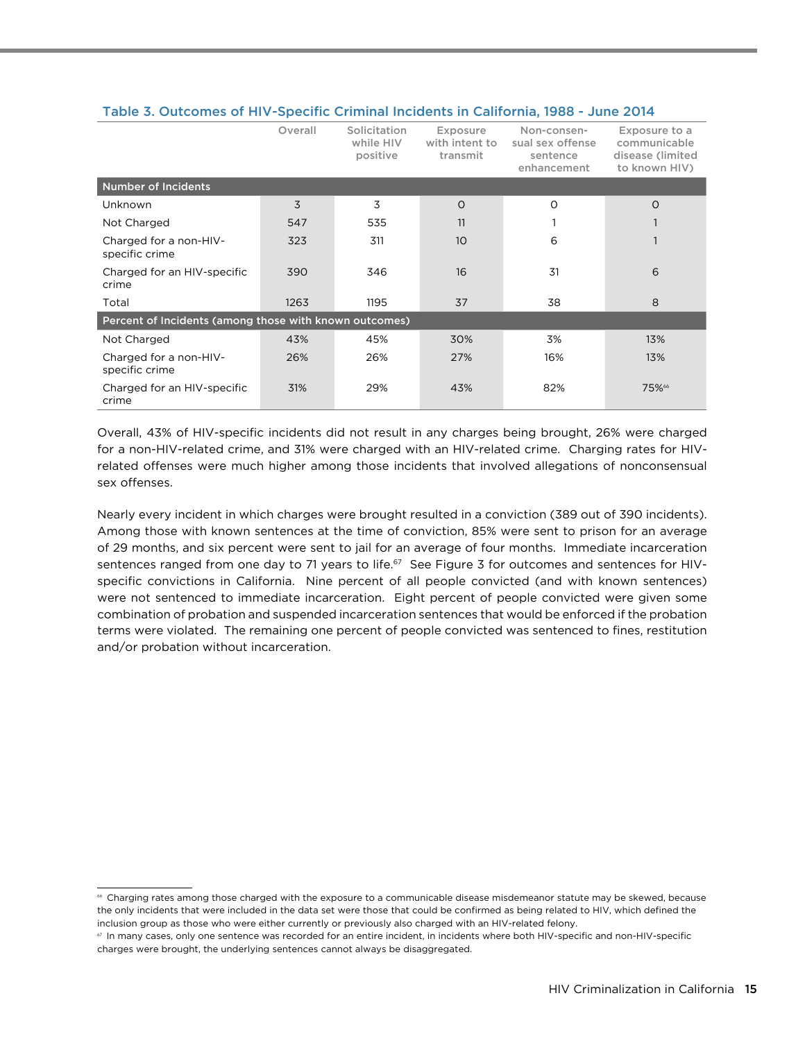Table 3. Outcomes of HIV-Specific Criminal Incidents in California, 1988 - June 2014

| | Overall | Solicitation while HIV positive | Exposure with intent to transmit | Non-consensual sex offense sentence enhancement | Exposure to a communicable disease (limited to known HIV) |
|---|---|---|---|---|---|
| **Number of Incidents** | | | | | |
| Unknown | 3 | 3 | 0 | 0 | 0 |
| Not Charged | 547 | 535 | 11 | 1 | 1 |
| Charged for a non-HIV-specific crime | 323 | 311 | 10 | 6 | 1 |
| Charged for an HIV-specific crime | 390 | 346 | 16 | 31 | 6 |
| Total | 1263 | 1195 | 37 | 38 | 8 |
| **Percent of Incidents (among those with known outcomes)** | | | | | |
| Not Charged | 43% | 45% | 30% | 3% | 13% |
| Charged for a non-HIV-specific crime | 26% | 26% | 27% | 16% | 13% |
| Charged for an HIV-specific crime | 31% | 29% | 43% | 82% | 75%[66] |

Overall, 43% of HIV-specific incidents did not result in any charges being brought, 26% were charged for a non-HIV-related crime, and 31% were charged with an HIV-related crime. Charging rates for HIV-related offenses were much higher among those incidents that involved allegations of nonconsensual sex offenses.

Nearly every incident in which charges were brought resulted in a conviction (389 out of 390 incidents). Among those with known sentences at the time of conviction, 85% were sent to prison for an average of 29 months, and six percent were sent to jail for an average of four months. Immediate incarceration sentences ranged from one day to 71 years to life.[67] See Figure 3 for outcomes and sentences for HIV-specific convictions in California. Nine percent of all people convicted (and with known sentences) were not sentenced to immediate incarceration. Eight percent of people convicted were given some combination of probation and suspended incarceration sentences that would be enforced if the probation terms were violated. The remaining one percent of people convicted was sentenced to fines, restitution and/or probation without incarceration.

---

[66] Charging rates among those charged with the exposure to a communicable disease misdemeanor statute may be skewed, because the only incidents that were included in the data set were those that could be confirmed as being related to HIV, which defined the inclusion group as those who were either currently or previously also charged with an HIV-related felony.

[67] In many cases, only one sentence was recorded for an entire incident, in incidents where both HIV-specific and non-HIV-specific charges were brought, the underlying sentences cannot always be disaggregated.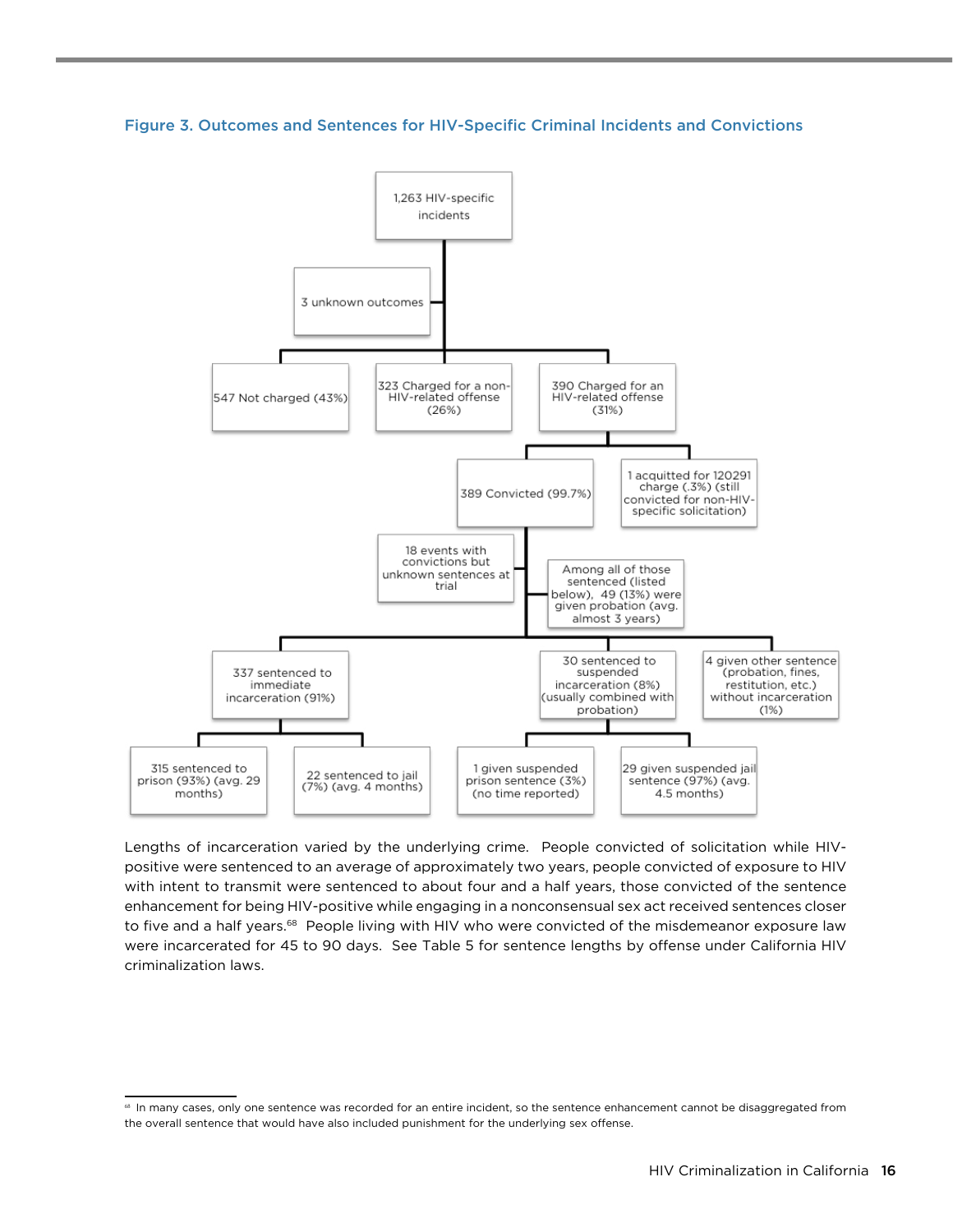### Figure 3. Outcomes and Sentences for HIV-Specific Criminal Incidents and Convictions

- 1,263 HIV-specific incidents
  - 3 unknown outcomes
  - 547 Not charged (43%)
  - 323 Charged for a non-HIV-related offense (26%)
  - 390 Charged for an HIV-related offense (31%)
    - 389 Convicted (99.7%)
      - 18 events with convictions but unknown sentences at trial
      - Among all of those sentenced (listed below), 49 (13%) were given probation (avg. almost 3 years)
      - 337 sentenced to immediate incarceration (91%)
        - 315 sentenced to prison (93%) (avg. 29 months)
        - 22 sentenced to jail (7%) (avg. 4 months)
      - 30 sentenced to suspended incarceration (8%) (usually combined with probation)
        - 1 given suspended prison sentence (3%) (no time reported)
        - 29 given suspended jail sentence (97%) (avg. 4.5 months)
      - 4 given other sentence (probation, fines, restitution, etc.) without incarceration (1%)
    - 1 acquitted for 120291 charge (.3%) (still convicted for non-HIV-specific solicitation)

Lengths of incarceration varied by the underlying crime. People convicted of solicitation while HIV-positive were sentenced to an average of approximately two years, people convicted of exposure to HIV with intent to transmit were sentenced to about four and a half years, those convicted of the sentence enhancement for being HIV-positive while engaging in a nonconsensual sex act received sentences closer to five and a half years.[68] People living with HIV who were convicted of the misdemeanor exposure law were incarcerated for 45 to 90 days. See Table 5 for sentence lengths by offense under California HIV criminalization laws.

---

[68] In many cases, only one sentence was recorded for an entire incident, so the sentence enhancement cannot be disaggregated from the overall sentence that would have also included punishment for the underlying sex offense.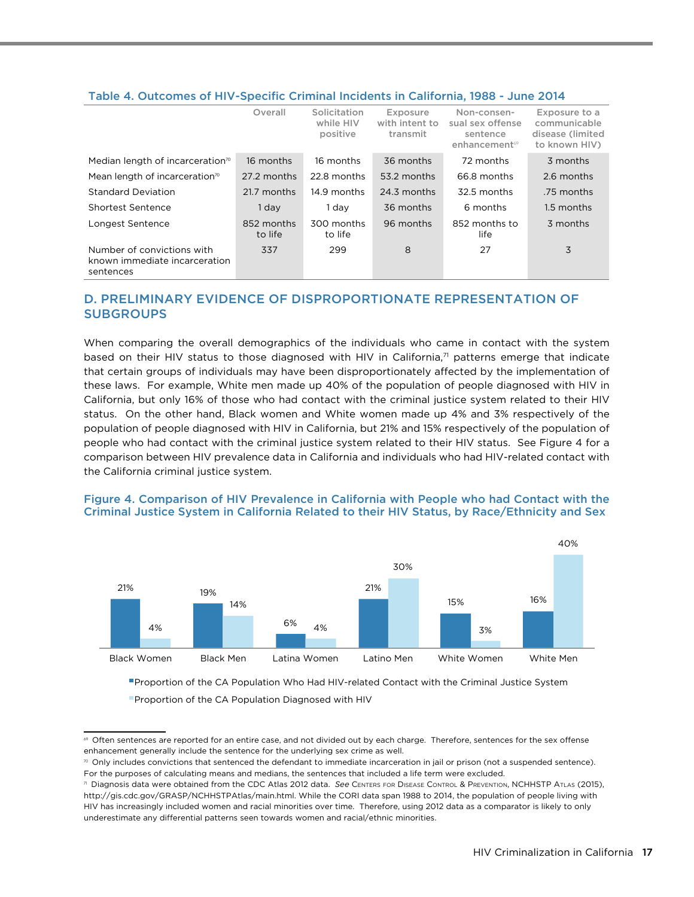Table 4. Outcomes of HIV-Specific Criminal Incidents in California, 1988 - June 2014

| | Overall | Solicitation while HIV positive | Exposure with intent to transmit | Non-consensual sex offense sentence enhancement[69] | Exposure to a communicable disease (limited to known HIV) |
|---|---|---|---|---|---|
| Median length of incarceration[70] | 16 months | 16 months | 36 months | 72 months | 3 months |
| Mean length of incarceration[70] | 27.2 months | 22.8 months | 53.2 months | 66.8 months | 2.6 months |
| Standard Deviation | 21.7 months | 14.9 months | 24.3 months | 32.5 months | .75 months |
| Shortest Sentence | 1 day | 1 day | 36 months | 6 months | 1.5 months |
| Longest Sentence | 852 months to life | 300 months to life | 96 months | 852 months to life | 3 months |
| Number of convictions with known immediate incarceration sentences | 337 | 299 | 8 | 27 | 3 |

## D. PRELIMINARY EVIDENCE OF DISPROPORTIONATE REPRESENTATION OF SUBGROUPS

When comparing the overall demographics of the individuals who came in contact with the system based on their HIV status to those diagnosed with HIV in California,[71] patterns emerge that indicate that certain groups of individuals may have been disproportionately affected by the implementation of these laws. For example, White men made up 40% of the population of people diagnosed with HIV in California, but only 16% of those who had contact with the criminal justice system related to their HIV status. On the other hand, Black women and White women made up 4% and 3% respectively of the population of people diagnosed with HIV in California, but 21% and 15% respectively of the population of people who had contact with the criminal justice system related to their HIV status. See Figure 4 for a comparison between HIV prevalence data in California and individuals who had HIV-related contact with the California criminal justice system.

Figure 4. Comparison of HIV Prevalence in California with People who had Contact with the Criminal Justice System in California Related to their HIV Status, by Race/Ethnicity and Sex

| | Proportion of the CA Population Who Had HIV-related Contact with the Criminal Justice System | Proportion of the CA Population Diagnosed with HIV |
|---|---|---|
| Black Women | 21% | 4% |
| Black Men | 19% | 14% |
| Latina Women | 6% | 4% |
| Latino Men | 21% | 30% |
| White Women | 15% | 3% |
| White Men | 16% | 40% |

---

[69] Often sentences are reported for an entire case, and not divided out by each charge. Therefore, sentences for the sex offense enhancement generally include the sentence for the underlying sex crime as well.

[70] Only includes convictions that sentenced the defendant to immediate incarceration in jail or prison (not a suspended sentence). For the purposes of calculating means and medians, the sentences that included a life term were excluded.

[71] Diagnosis data were obtained from the CDC Atlas 2012 data. *See* Centers for Disease Control & Prevention, NCHHSTP Atlas (2015), http://gis.cdc.gov/GRASP/NCHHSTPAtlas/main.html. While the CORI data span 1988 to 2014, the population of people living with HIV has increasingly included women and racial minorities over time. Therefore, using 2012 data as a comparator is likely to only underestimate any differential patterns seen towards women and racial/ethnic minorities.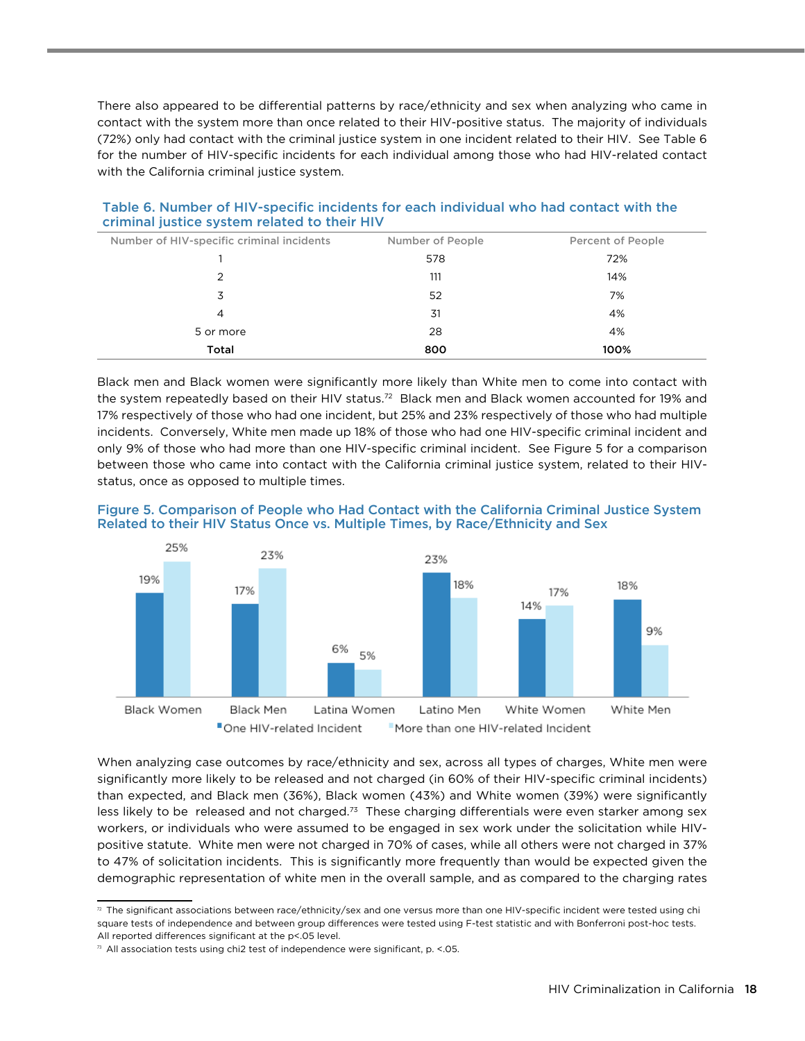There also appeared to be differential patterns by race/ethnicity and sex when analyzing who came in contact with the system more than once related to their HIV-positive status. The majority of individuals (72%) only had contact with the criminal justice system in one incident related to their HIV. See Table 6 for the number of HIV-specific incidents for each individual among those who had HIV-related contact with the California criminal justice system.

**Table 6. Number of HIV-specific incidents for each individual who had contact with the criminal justice system related to their HIV**

| Number of HIV-specific criminal incidents | Number of People | Percent of People |
|---|---|---|
| 1 | 578 | 72% |
| 2 | 111 | 14% |
| 3 | 52 | 7% |
| 4 | 31 | 4% |
| 5 or more | 28 | 4% |
| **Total** | **800** | **100%** |

Black men and Black women were significantly more likely than White men to come into contact with the system repeatedly based on their HIV status.[72] Black men and Black women accounted for 19% and 17% respectively of those who had one incident, but 25% and 23% respectively of those who had multiple incidents. Conversely, White men made up 18% of those who had one HIV-specific criminal incident and only 9% of those who had more than one HIV-specific criminal incident. See Figure 5 for a comparison between those who came into contact with the California criminal justice system, related to their HIV-status, once as opposed to multiple times.

**Figure 5. Comparison of People who Had Contact with the California Criminal Justice System Related to their HIV Status Once vs. Multiple Times, by Race/Ethnicity and Sex**

| | One HIV-related Incident | More than one HIV-related Incident |
|---|---|---|
| Black Women | 19% | 25% |
| Black Men | 17% | 23% |
| Latina Women | 6% | 5% |
| Latino Men | 23% | 18% |
| White Women | 14% | 17% |
| White Men | 18% | 9% |

When analyzing case outcomes by race/ethnicity and sex, across all types of charges, White men were significantly more likely to be released and not charged (in 60% of their HIV-specific criminal incidents) than expected, and Black men (36%), Black women (43%) and White women (39%) were significantly less likely to be released and not charged.[73] These charging differentials were even starker among sex workers, or individuals who were assumed to be engaged in sex work under the solicitation while HIV-positive statute. White men were not charged in 70% of cases, while all others were not charged in 37% to 47% of solicitation incidents. This is significantly more frequently than would be expected given the demographic representation of white men in the overall sample, and as compared to the charging rates

[72] The significant associations between race/ethnicity/sex and one versus more than one HIV-specific incident were tested using chi square tests of independence and between group differences were tested using F-test statistic and with Bonferroni post-hoc tests. All reported differences significant at the $p<.05$ level.

[73] All association tests using chi2 test of independence were significant, p. <.05.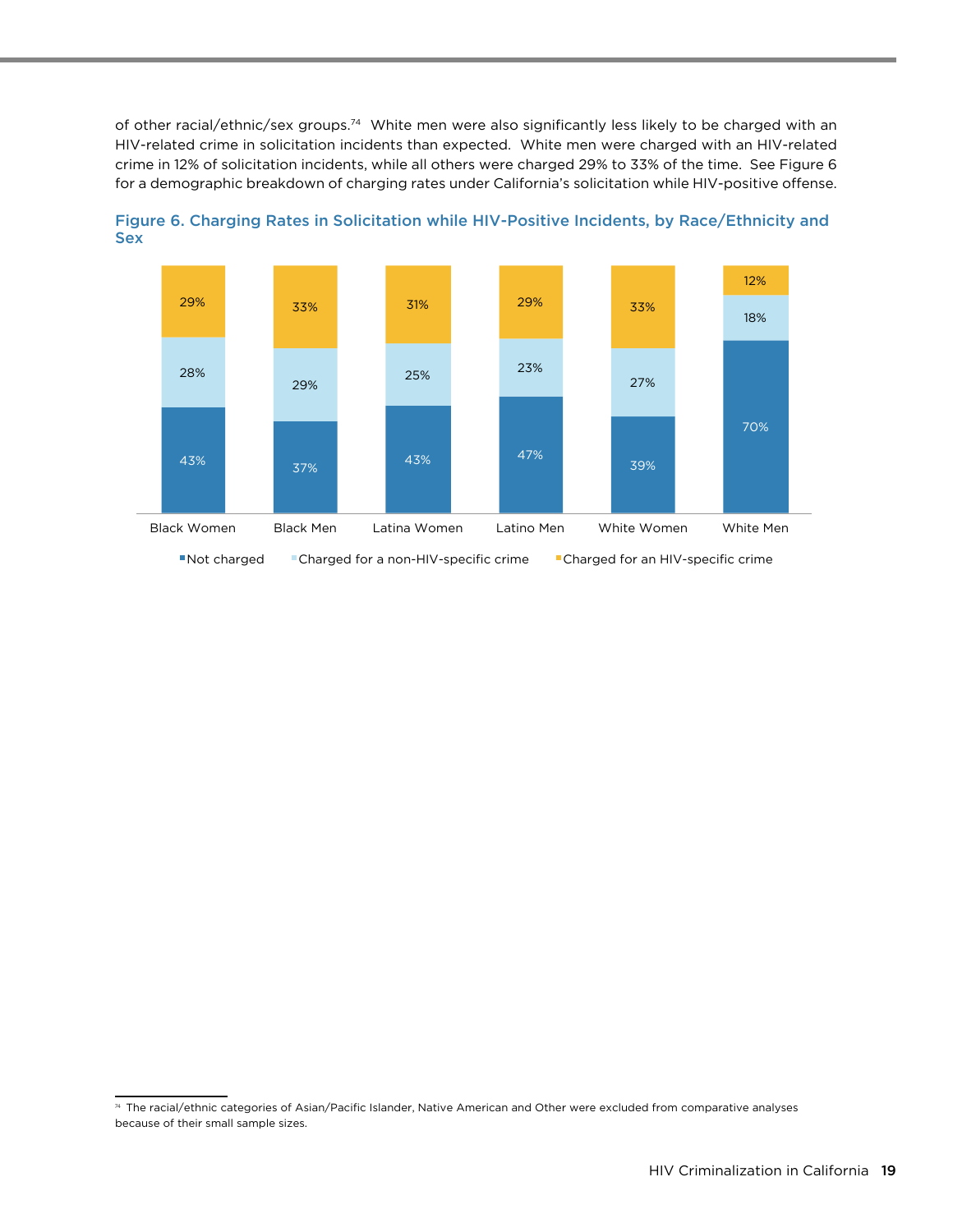of other racial/ethnic/sex groups.[74] White men were also significantly less likely to be charged with an HIV-related crime in solicitation incidents than expected. White men were charged with an HIV-related crime in 12% of solicitation incidents, while all others were charged 29% to 33% of the time. See Figure 6 for a demographic breakdown of charging rates under California's solicitation while HIV-positive offense.

**Figure 6. Charging Rates in Solicitation while HIV-Positive Incidents, by Race/Ethnicity and Sex**

| | Black Women | Black Men | Latina Women | Latino Men | White Women | White Men |
|---|---|---|---|---|---|---|
| Not charged | 43% | 37% | 43% | 47% | 39% | 70% |
| Charged for a non-HIV-specific crime | 28% | 29% | 25% | 23% | 27% | 18% |
| Charged for an HIV-specific crime | 29% | 33% | 31% | 29% | 33% | 12% |

[74] The racial/ethnic categories of Asian/Pacific Islander, Native American and Other were excluded from comparative analyses because of their small sample sizes.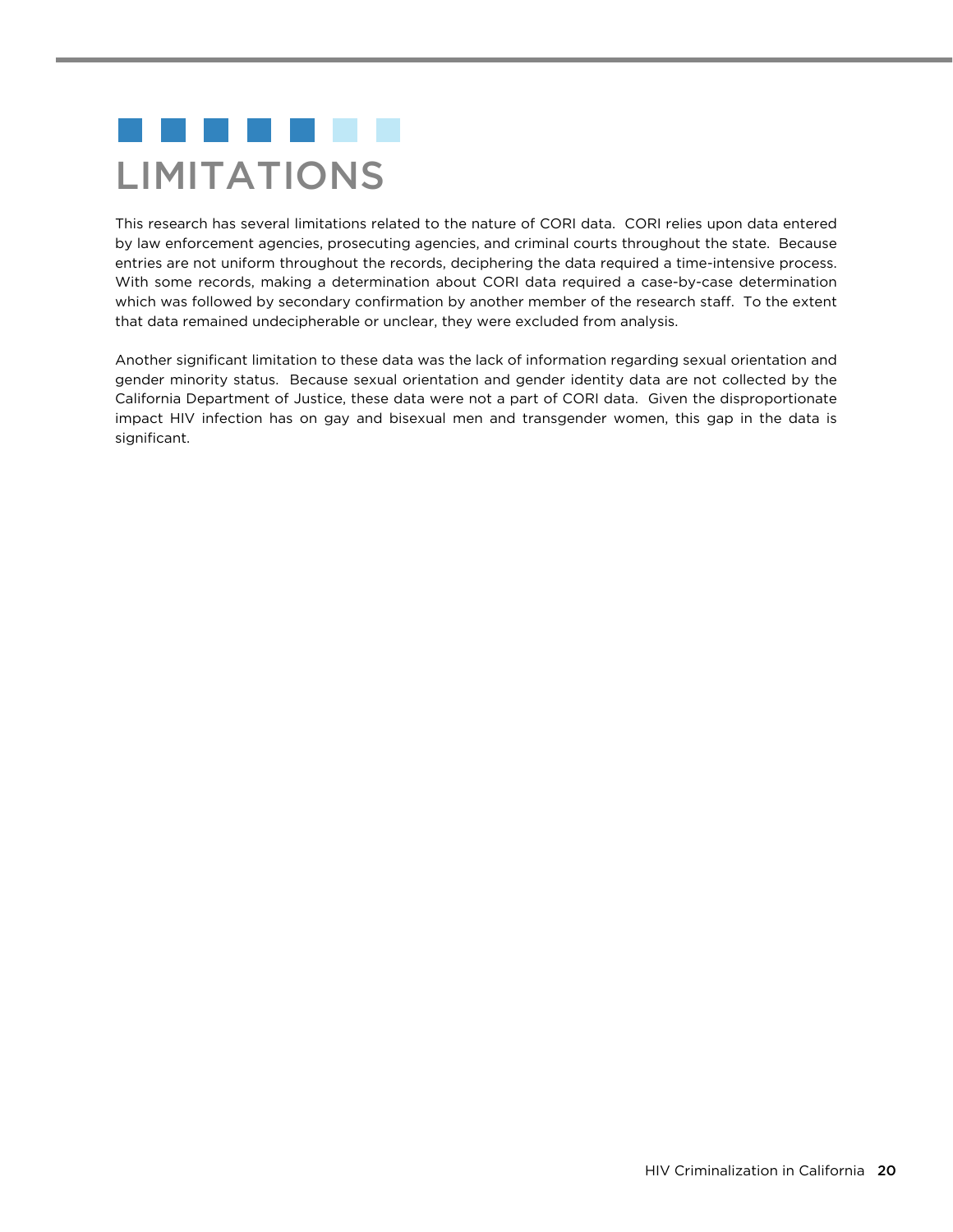# LIMITATIONS

This research has several limitations related to the nature of CORI data. CORI relies upon data entered by law enforcement agencies, prosecuting agencies, and criminal courts throughout the state. Because entries are not uniform throughout the records, deciphering the data required a time-intensive process. With some records, making a determination about CORI data required a case-by-case determination which was followed by secondary confirmation by another member of the research staff. To the extent that data remained undecipherable or unclear, they were excluded from analysis.

Another significant limitation to these data was the lack of information regarding sexual orientation and gender minority status. Because sexual orientation and gender identity data are not collected by the California Department of Justice, these data were not a part of CORI data. Given the disproportionate impact HIV infection has on gay and bisexual men and transgender women, this gap in the data is significant.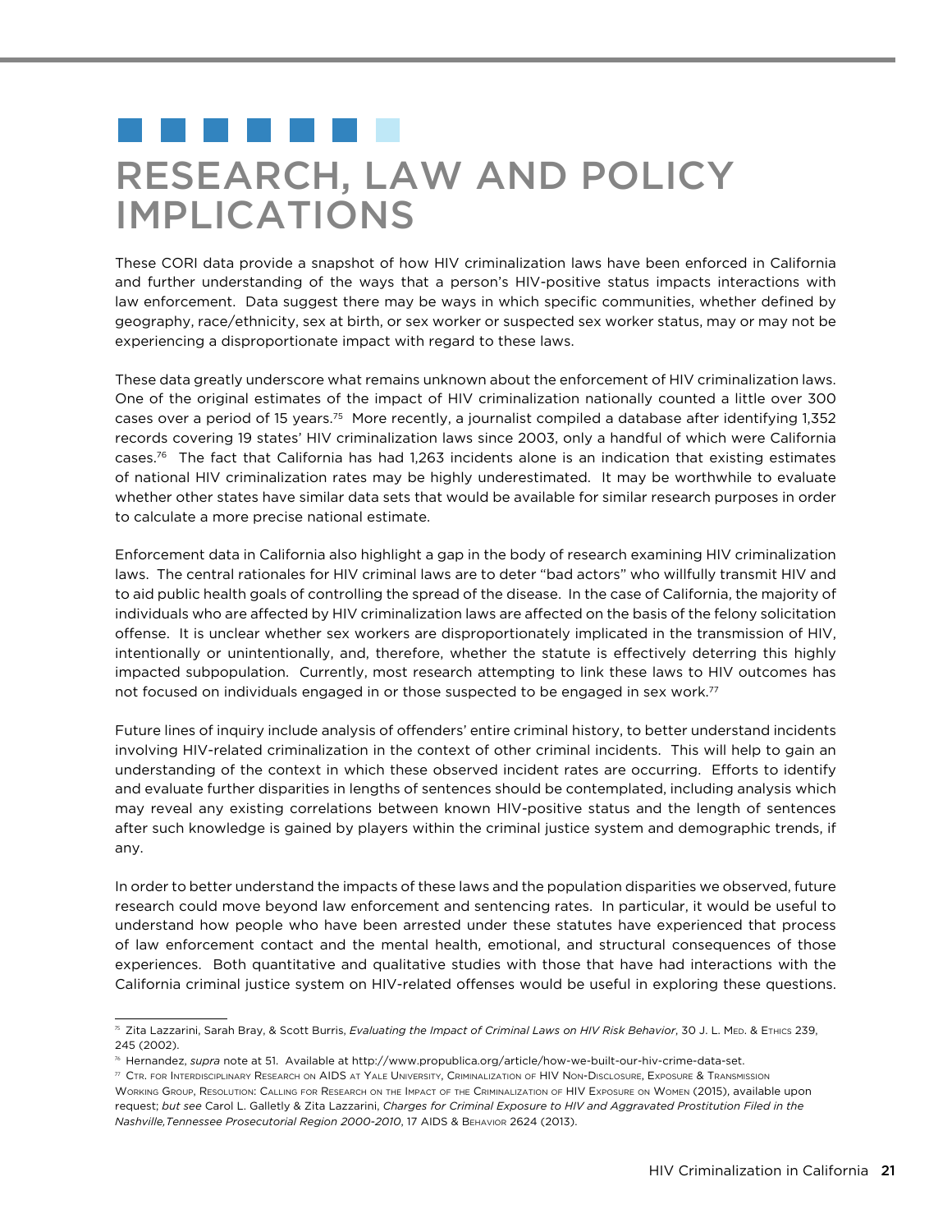# RESEARCH, LAW AND POLICY IMPLICATIONS

These CORI data provide a snapshot of how HIV criminalization laws have been enforced in California and further understanding of the ways that a person's HIV-positive status impacts interactions with law enforcement. Data suggest there may be ways in which specific communities, whether defined by geography, race/ethnicity, sex at birth, or sex worker or suspected sex worker status, may or may not be experiencing a disproportionate impact with regard to these laws.

These data greatly underscore what remains unknown about the enforcement of HIV criminalization laws. One of the original estimates of the impact of HIV criminalization nationally counted a little over 300 cases over a period of 15 years.[75] More recently, a journalist compiled a database after identifying 1,352 records covering 19 states' HIV criminalization laws since 2003, only a handful of which were California cases.[76] The fact that California has had 1,263 incidents alone is an indication that existing estimates of national HIV criminalization rates may be highly underestimated. It may be worthwhile to evaluate whether other states have similar data sets that would be available for similar research purposes in order to calculate a more precise national estimate.

Enforcement data in California also highlight a gap in the body of research examining HIV criminalization laws. The central rationales for HIV criminal laws are to deter "bad actors" who willfully transmit HIV and to aid public health goals of controlling the spread of the disease. In the case of California, the majority of individuals who are affected by HIV criminalization laws are affected on the basis of the felony solicitation offense. It is unclear whether sex workers are disproportionately implicated in the transmission of HIV, intentionally or unintentionally, and, therefore, whether the statute is effectively deterring this highly impacted subpopulation. Currently, most research attempting to link these laws to HIV outcomes has not focused on individuals engaged in or those suspected to be engaged in sex work.[77]

Future lines of inquiry include analysis of offenders' entire criminal history, to better understand incidents involving HIV-related criminalization in the context of other criminal incidents. This will help to gain an understanding of the context in which these observed incident rates are occurring. Efforts to identify and evaluate further disparities in lengths of sentences should be contemplated, including analysis which may reveal any existing correlations between known HIV-positive status and the length of sentences after such knowledge is gained by players within the criminal justice system and demographic trends, if any.

In order to better understand the impacts of these laws and the population disparities we observed, future research could move beyond law enforcement and sentencing rates. In particular, it would be useful to understand how people who have been arrested under these statutes have experienced that process of law enforcement contact and the mental health, emotional, and structural consequences of those experiences. Both quantitative and qualitative studies with those that have had interactions with the California criminal justice system on HIV-related offenses would be useful in exploring these questions.

---

[75] Zita Lazzarini, Sarah Bray, & Scott Burris, *Evaluating the Impact of Criminal Laws on HIV Risk Behavior*, 30 J. L. Med. & Ethics 239, 245 (2002).

[76] Hernandez, *supra* note at 51. Available at http://www.propublica.org/article/how-we-built-our-hiv-crime-data-set.

[77] Ctr. for Interdisciplinary Research on AIDS at Yale University, Criminalization of HIV Non-Disclosure, Exposure & Transmission Working Group, Resolution: Calling for Research on the Impact of the Criminalization of HIV Exposure on Women (2015), available upon request; *but see* Carol L. Galletly & Zita Lazzarini, *Charges for Criminal Exposure to HIV and Aggravated Prostitution Filed in the Nashville,Tennessee Prosecutorial Region 2000-2010*, 17 AIDS & Behavior 2624 (2013).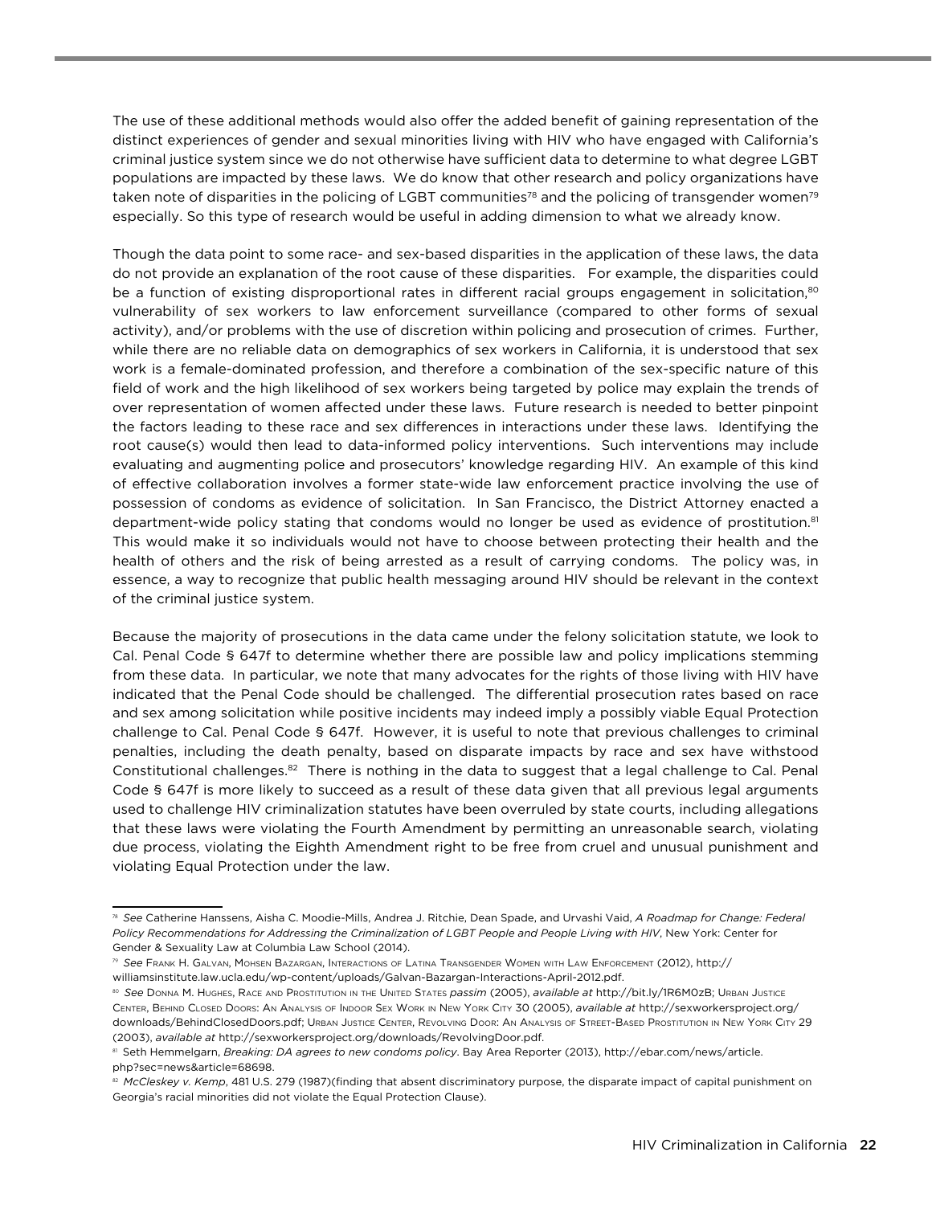The use of these additional methods would also offer the added benefit of gaining representation of the distinct experiences of gender and sexual minorities living with HIV who have engaged with California's criminal justice system since we do not otherwise have sufficient data to determine to what degree LGBT populations are impacted by these laws. We do know that other research and policy organizations have taken note of disparities in the policing of LGBT communities[78] and the policing of transgender women[79] especially. So this type of research would be useful in adding dimension to what we already know.

Though the data point to some race- and sex-based disparities in the application of these laws, the data do not provide an explanation of the root cause of these disparities. For example, the disparities could be a function of existing disproportional rates in different racial groups engagement in solicitation,[80] vulnerability of sex workers to law enforcement surveillance (compared to other forms of sexual activity), and/or problems with the use of discretion within policing and prosecution of crimes. Further, while there are no reliable data on demographics of sex workers in California, it is understood that sex work is a female-dominated profession, and therefore a combination of the sex-specific nature of this field of work and the high likelihood of sex workers being targeted by police may explain the trends of over representation of women affected under these laws. Future research is needed to better pinpoint the factors leading to these race and sex differences in interactions under these laws. Identifying the root cause(s) would then lead to data-informed policy interventions. Such interventions may include evaluating and augmenting police and prosecutors' knowledge regarding HIV. An example of this kind of effective collaboration involves a former state-wide law enforcement practice involving the use of possession of condoms as evidence of solicitation. In San Francisco, the District Attorney enacted a department-wide policy stating that condoms would no longer be used as evidence of prostitution.[81] This would make it so individuals would not have to choose between protecting their health and the health of others and the risk of being arrested as a result of carrying condoms. The policy was, in essence, a way to recognize that public health messaging around HIV should be relevant in the context of the criminal justice system.

Because the majority of prosecutions in the data came under the felony solicitation statute, we look to Cal. Penal Code § 647f to determine whether there are possible law and policy implications stemming from these data. In particular, we note that many advocates for the rights of those living with HIV have indicated that the Penal Code should be challenged. The differential prosecution rates based on race and sex among solicitation while positive incidents may indeed imply a possibly viable Equal Protection challenge to Cal. Penal Code § 647f. However, it is useful to note that previous challenges to criminal penalties, including the death penalty, based on disparate impacts by race and sex have withstood Constitutional challenges.[82] There is nothing in the data to suggest that a legal challenge to Cal. Penal Code § 647f is more likely to succeed as a result of these data given that all previous legal arguments used to challenge HIV criminalization statutes have been overruled by state courts, including allegations that these laws were violating the Fourth Amendment by permitting an unreasonable search, violating due process, violating the Eighth Amendment right to be free from cruel and unusual punishment and violating Equal Protection under the law.

---

[78] *See* Catherine Hanssens, Aisha C. Moodie-Mills, Andrea J. Ritchie, Dean Spade, and Urvashi Vaid, *A Roadmap for Change: Federal Policy Recommendations for Addressing the Criminalization of LGBT People and People Living with HIV*, New York: Center for Gender & Sexuality Law at Columbia Law School (2014).

[79] *See* Frank H. Galvan, Mohsen Bazargan, Interactions of Latina Transgender Women with Law Enforcement (2012), http://williamsinstitute.law.ucla.edu/wp-content/uploads/Galvan-Bazargan-Interactions-April-2012.pdf.

[80] *See* Donna M. Hughes, Race and Prostitution in the United States *passim* (2005), *available at* http://bit.ly/1R6M0zB; Urban Justice Center, Behind Closed Doors: An Analysis of Indoor Sex Work in New York City 30 (2005), *available at* http://sexworkersproject.org/downloads/BehindClosedDoors.pdf; Urban Justice Center, Revolving Door: An Analysis of Street-Based Prostitution in New York City 29 (2003), *available at* http://sexworkersproject.org/downloads/RevolvingDoor.pdf.

[81] Seth Hemmelgarn, *Breaking: DA agrees to new condoms policy*. Bay Area Reporter (2013), http://ebar.com/news/article.php?sec=news&article=68698.

[82] *McCleskey v. Kemp*, 481 U.S. 279 (1987)(finding that absent discriminatory purpose, the disparate impact of capital punishment on Georgia's racial minorities did not violate the Equal Protection Clause).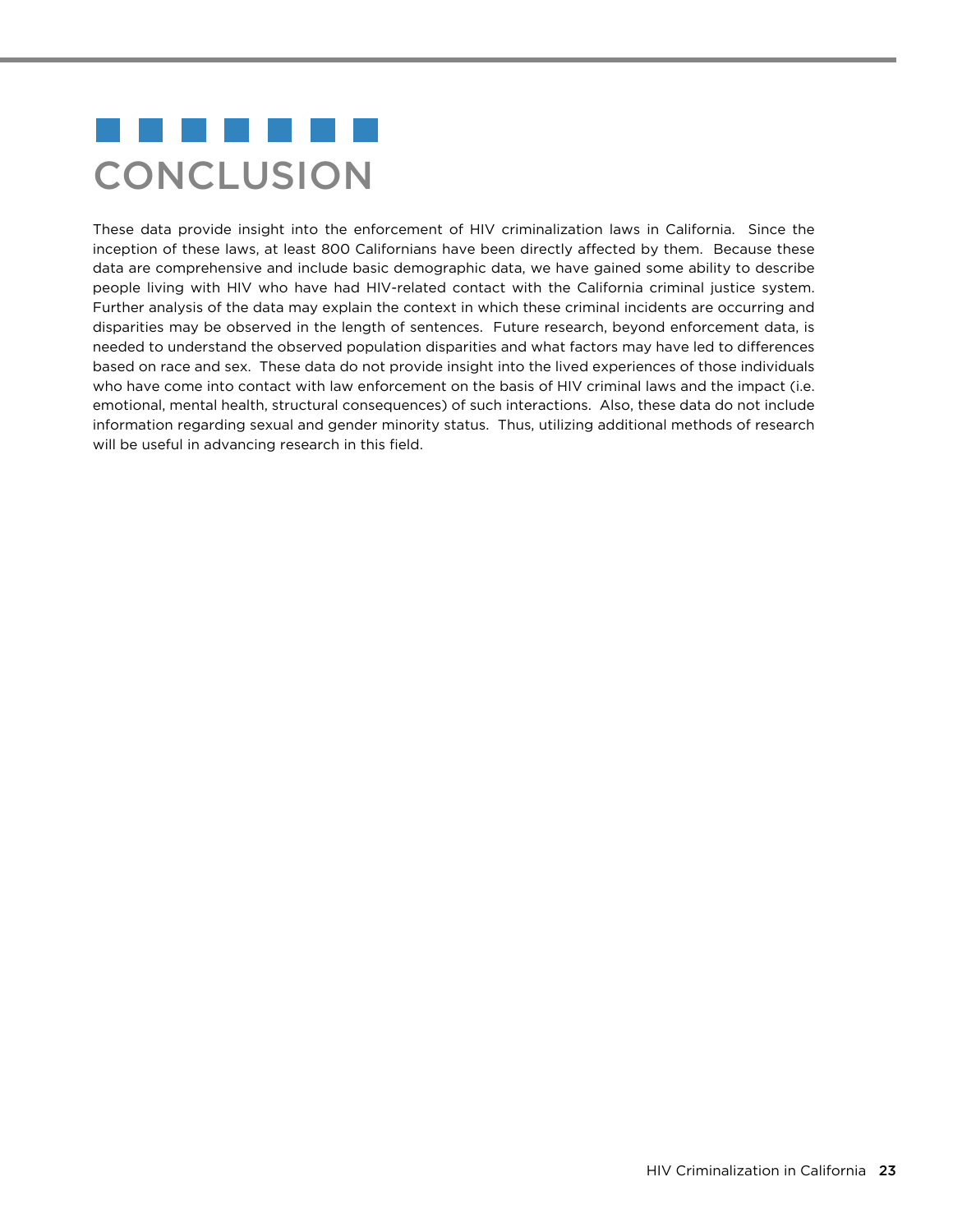# CONCLUSION

These data provide insight into the enforcement of HIV criminalization laws in California. Since the inception of these laws, at least 800 Californians have been directly affected by them. Because these data are comprehensive and include basic demographic data, we have gained some ability to describe people living with HIV who have had HIV-related contact with the California criminal justice system. Further analysis of the data may explain the context in which these criminal incidents are occurring and disparities may be observed in the length of sentences. Future research, beyond enforcement data, is needed to understand the observed population disparities and what factors may have led to differences based on race and sex. These data do not provide insight into the lived experiences of those individuals who have come into contact with law enforcement on the basis of HIV criminal laws and the impact (i.e. emotional, mental health, structural consequences) of such interactions. Also, these data do not include information regarding sexual and gender minority status. Thus, utilizing additional methods of research will be useful in advancing research in this field.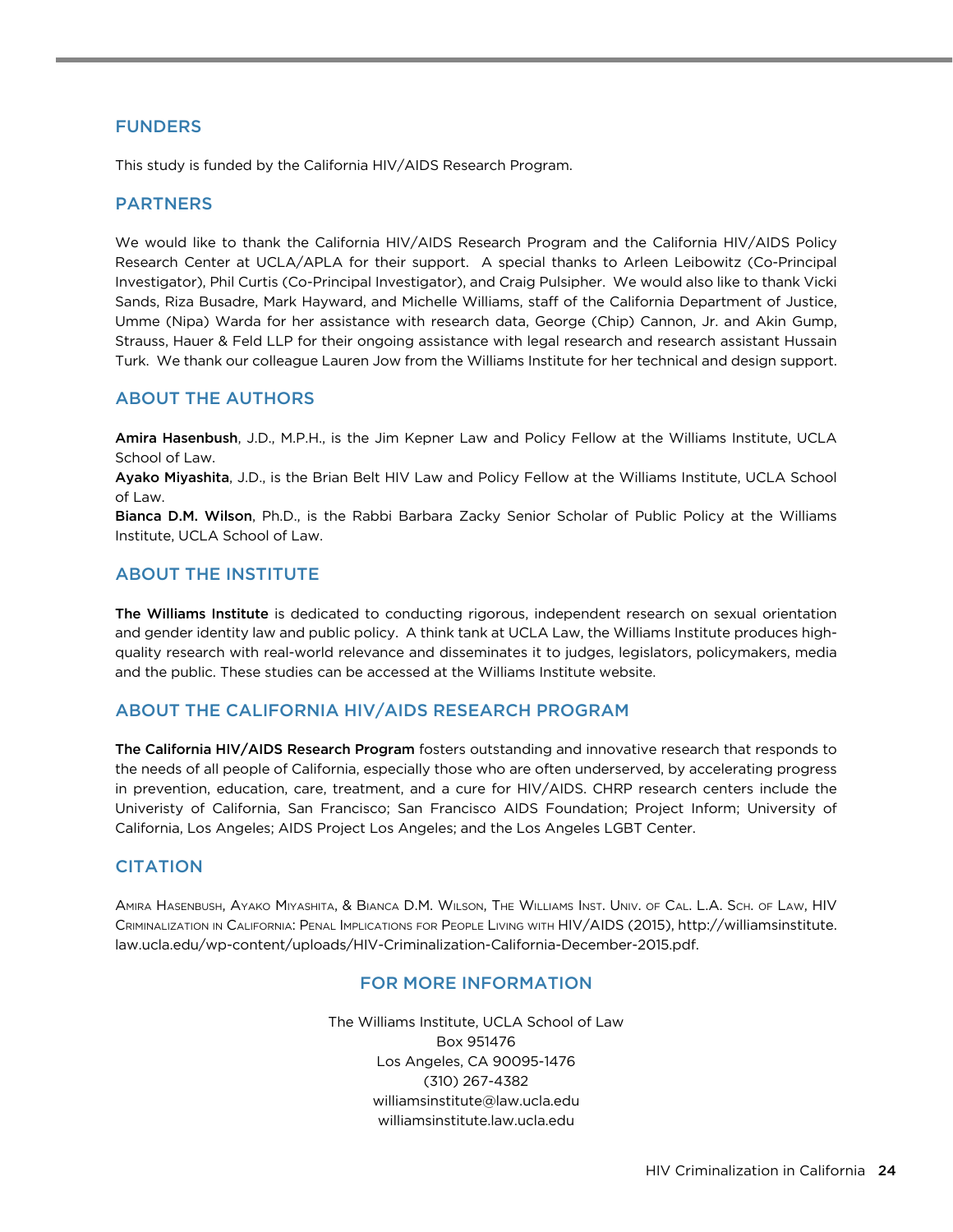## FUNDERS

This study is funded by the California HIV/AIDS Research Program.

## PARTNERS

We would like to thank the California HIV/AIDS Research Program and the California HIV/AIDS Policy Research Center at UCLA/APLA for their support. A special thanks to Arleen Leibowitz (Co-Principal Investigator), Phil Curtis (Co-Principal Investigator), and Craig Pulsipher. We would also like to thank Vicki Sands, Riza Busadre, Mark Hayward, and Michelle Williams, staff of the California Department of Justice, Umme (Nipa) Warda for her assistance with research data, George (Chip) Cannon, Jr. and Akin Gump, Strauss, Hauer & Feld LLP for their ongoing assistance with legal research and research assistant Hussain Turk. We thank our colleague Lauren Jow from the Williams Institute for her technical and design support.

## ABOUT THE AUTHORS

**Amira Hasenbush**, J.D., M.P.H., is the Jim Kepner Law and Policy Fellow at the Williams Institute, UCLA School of Law.

**Ayako Miyashita**, J.D., is the Brian Belt HIV Law and Policy Fellow at the Williams Institute, UCLA School of Law.

**Bianca D.M. Wilson**, Ph.D., is the Rabbi Barbara Zacky Senior Scholar of Public Policy at the Williams Institute, UCLA School of Law.

## ABOUT THE INSTITUTE

**The Williams Institute** is dedicated to conducting rigorous, independent research on sexual orientation and gender identity law and public policy. A think tank at UCLA Law, the Williams Institute produces high-quality research with real-world relevance and disseminates it to judges, legislators, policymakers, media and the public. These studies can be accessed at the Williams Institute website.

## ABOUT THE CALIFORNIA HIV/AIDS RESEARCH PROGRAM

**The California HIV/AIDS Research Program** fosters outstanding and innovative research that responds to the needs of all people of California, especially those who are often underserved, by accelerating progress in prevention, education, care, treatment, and a cure for HIV/AIDS. CHRP research centers include the Univeristy of California, San Francisco; San Francisco AIDS Foundation; Project Inform; University of California, Los Angeles; AIDS Project Los Angeles; and the Los Angeles LGBT Center.

## CITATION

Amira Hasenbush, Ayako Miyashita, & Bianca D.M. Wilson, The Williams Inst. Univ. of Cal. L.A. Sch. of Law, HIV Criminalization in California: Penal Implications for People Living with HIV/AIDS (2015), http://williamsinstitute.law.ucla.edu/wp-content/uploads/HIV-Criminalization-California-December-2015.pdf.

## FOR MORE INFORMATION

The Williams Institute, UCLA School of Law
Box 951476
Los Angeles, CA 90095-1476
(310) 267-4382
williamsinstitute@law.ucla.edu
williamsinstitute.law.ucla.edu